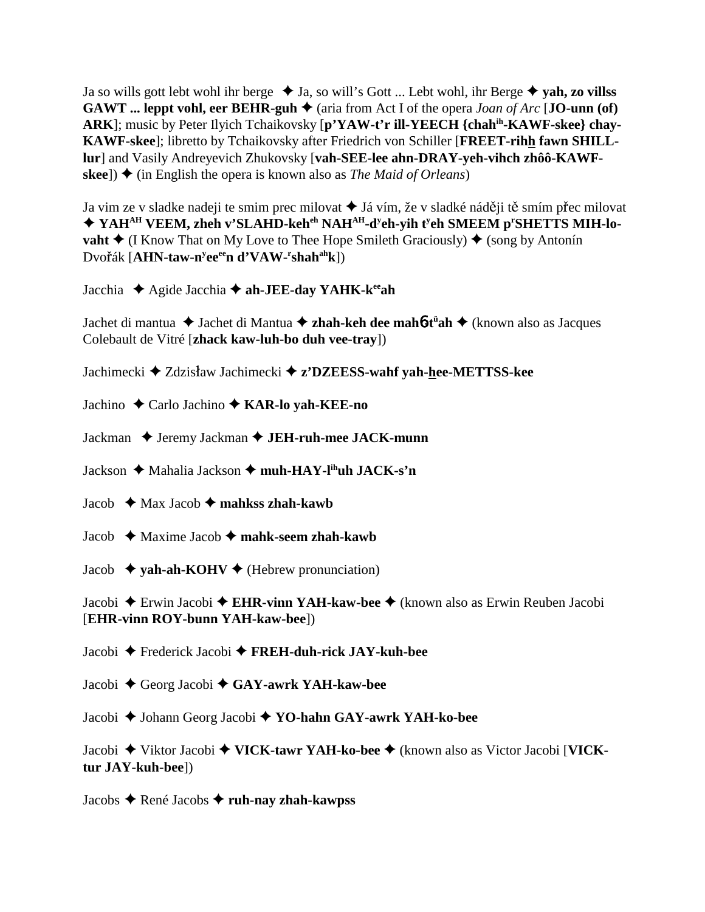Ja so wills gott lebt wohl ihr berge ✦ Ja, so will's Gott ... Lebt wohl, ihr Berge ✦ **yah, zo villss GAWT ... leppt vohl, eer BEHR-guh** ✦ (aria from Act I of the opera *Joan of Arc* [**JO-unn (of) ARK**]; music by Peter Ilyich Tchaikovsky [**p'YAW-t'r ill-YEECH {chah[ih]-KAWF-skee} chay-KAWF-skee**]; libretto by Tchaikovsky after Friedrich von Schiller [**FREET-rihh fawn SHILL-lur**] and Vasily Andreyevich Zhukovsky [**vah-SEE-lee ahn-DRAY-yeh-vihch zhôô-KAWF-skee**]) ✦ (in English the opera is known also as *The Maid of Orleans*)

Ja vim ze v sladke nadeji te smim prec milovat ✦ Já vím, že v sladké nádĕji tĕ smím přec milovat ✦ **YAH[AH] VEEM, zheh v'SLAHD-keh[eh] NAH[AH]-d[y]eh-yih t[y]eh SMEEM p[r]SHETTS MIH-lo-vaht** ✦ (I Know That on My Love to Thee Hope Smileth Graciously) ✦ (song by Antonín Dvořák [**AHN-taw-n[y]ee[ee]n d'VAW-[r]shah[ah]k**])

Jacchia ✦ Agide Jacchia ✦ **ah-JEE-day YAHK-k[ee]ah**

Jachet di mantua ✦ Jachet di Mantua ✦ **zhah-keh dee mahɓt[ü]ah** ✦ (known also as Jacques Colebault de Vitré [**zhack kaw-luh-bo duh vee-tray**])

Jachimecki ✦ Zdzisław Jachimecki ✦ **z'DZEESS-wahf yah-hee-METTSS-kee**

Jachino ✦ Carlo Jachino ✦ **KAR-lo yah-KEE-no**

Jackman ✦ Jeremy Jackman ✦ **JEH-ruh-mee JACK-munn**

Jackson ✦ Mahalia Jackson ✦ **muh-HAY-l[ih]uh JACK-s'n**

Jacob ✦ Max Jacob ✦ **mahkss zhah-kawb**

Jacob ✦ Maxime Jacob ✦ **mahk-seem zhah-kawb**

Jacob ✦ **yah-ah-KOHV** ✦ (Hebrew pronunciation)

Jacobi ✦ Erwin Jacobi ✦ **EHR-vinn YAH-kaw-bee** ✦ (known also as Erwin Reuben Jacobi [**EHR-vinn ROY-bunn YAH-kaw-bee**])

Jacobi ✦ Frederick Jacobi ✦ **FREH-duh-rick JAY-kuh-bee**

Jacobi ✦ Georg Jacobi ✦ **GAY-awrk YAH-kaw-bee**

Jacobi ✦ Johann Georg Jacobi ✦ **YO-hahn GAY-awrk YAH-ko-bee**

Jacobi ✦ Viktor Jacobi ✦ **VICK-tawr YAH-ko-bee** ✦ (known also as Victor Jacobi [**VICK-tur JAY-kuh-bee**])

Jacobs ✦ René Jacobs ✦ **ruh-nay zhah-kawpss**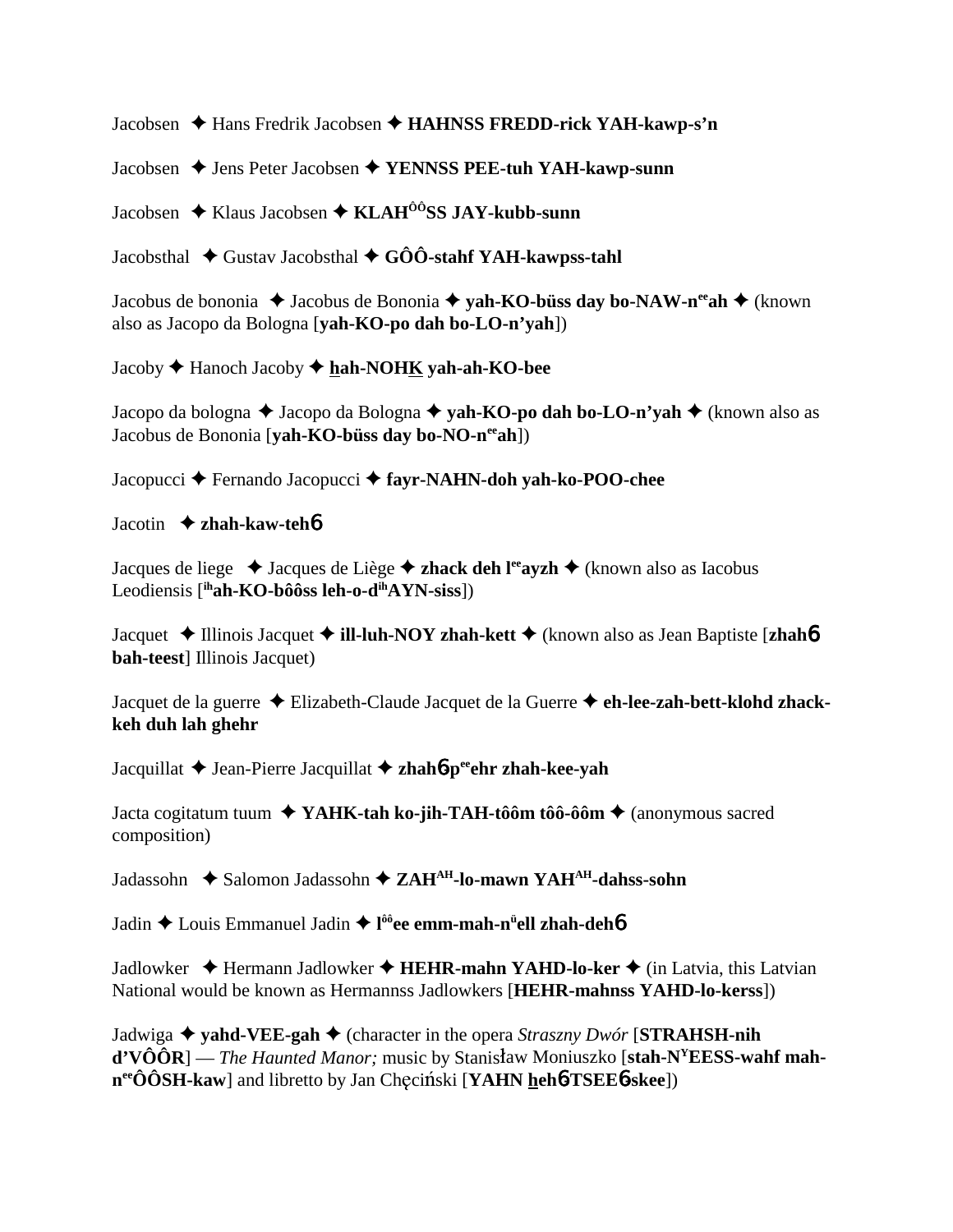Jacobsen ✦ Hans Fredrik Jacobsen ✦ **HAHNSS FREDD-rick YAH-kawp-s'n**

Jacobsen ✦ Jens Peter Jacobsen ✦ **YENNSS PEE-tuh YAH-kawp-sunn**

Jacobsen ✦ Klaus Jacobsen ✦ **KLAH**[ôô]**SS JAY-kubb-sunn**

Jacobsthal ✦ Gustav Jacobsthal ✦ **GÔÔ-stahf YAH-kawpss-tahl**

Jacobus de bononia ✦ Jacobus de Bononia ✦ **yah-KO-büss day bo-NAW-n**[ee]**ah** ✦ (known also as Jacopo da Bologna [**yah-KO-po dah bo-LO-n'yah**])

Jacoby ✦ Hanoch Jacoby ✦ **hah-NOHK yah-ah-KO-bee**

Jacopo da bologna ✦ Jacopo da Bologna ✦ **yah-KO-po dah bo-LO-n'yah** ✦ (known also as Jacobus de Bononia [**yah-KO-büss day bo-NO-n**[ee]**ah**])

Jacopucci ✦ Fernando Jacopucci ✦ **fayr-NAHN-doh yah-ko-POO-chee**

Jacotin ✦ **zhah-kaw-teh**6

Jacques de liege ✦ Jacques de Liège ✦ **zhack deh l**[ee]**ayzh** ✦ (known also as Iacobus Leodiensis [[ih]**ah-KO-bôôss leh-o-d**[ih]**AYN-siss**])

Jacquet ✦ Illinois Jacquet ✦ **ill-luh-NOY zhah-kett** ✦ (known also as Jean Baptiste [**zhah**6 **bah-teest**] Illinois Jacquet)

Jacquet de la guerre ✦ Elizabeth-Claude Jacquet de la Guerre ✦ **eh-lee-zah-bett-klohd zhack-keh duh lah ghehr**

Jacquillat ✦ Jean-Pierre Jacquillat ✦ **zhah**6**-p**[ee]**ehr zhah-kee-yah**

Jacta cogitatum tuum ✦ **YAHK-tah ko-jih-TAH-tôôm tôô-ôôm** ✦ (anonymous sacred composition)

Jadassohn ✦ Salomon Jadassohn ✦ **ZAH**[AH]**-lo-mawn YAH**[AH]**-dahss-sohn**

Jadin ✦ Louis Emmanuel Jadin ✦ **l**[ôô]**ee emm-mah-n**[ü]**ell zhah-deh**6

Jadlowker ✦ Hermann Jadlowker ✦ **HEHR-mahn YAHD-lo-ker** ✦ (in Latvia, this Latvian National would be known as Hermannss Jadlowkers [**HEHR-mahnss YAHD-lo-kerss**])

Jadwiga ✦ **yahd-VEE-gah** ✦ (character in the opera *Straszny Dwór* [**STRAHSH-nih d'VÔÔR**] — *The Haunted Manor;* music by Stanisław Moniuszko [**stah-N**[Y]**EESS-wahf mah-n**[ee]**ÔÔSH-kaw**] and libretto by Jan Chęciński [**YAHN heh**6**-TSEE**6**-skee**])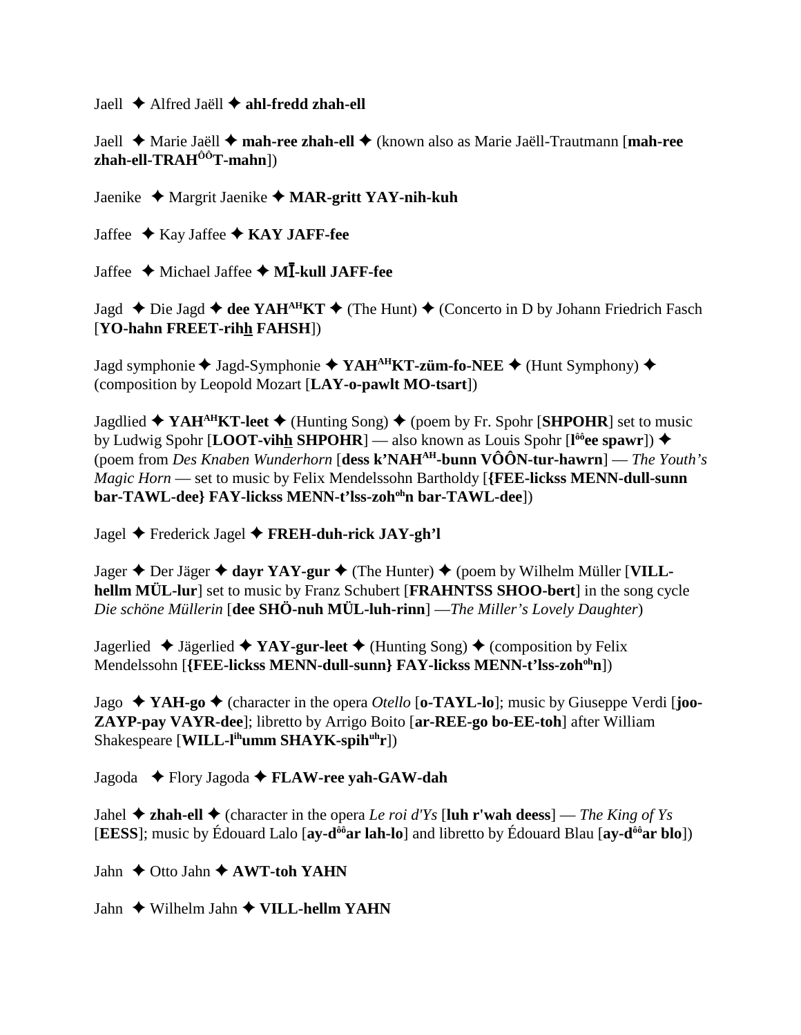Jaell ✦ Alfred Jaëll ✦ **ahl-fredd zhah-ell**

Jaell ✦ Marie Jaëll ✦ **mah-ree zhah-ell** ✦ (known also as Marie Jaëll-Trautmann [**mah-ree zhah-ell-TRAH^ÔÔ^T-mahn**])

Jaenike ✦ Margrit Jaenike ✦ **MAR-gritt YAY-nih-kuh**

Jaffee ✦ Kay Jaffee ✦ **KAY JAFF-fee**

Jaffee ✦ Michael Jaffee ✦ **MĪ-kull JAFF-fee**

Jagd ✦ Die Jagd ✦ **dee YAH^AH^KT** ✦ (The Hunt) ✦ (Concerto in D by Johann Friedrich Fasch [**YO-hahn FREET-rihh FAHSH**])

Jagd symphonie ✦ Jagd-Symphonie ✦ **YAH^AH^KT-züm-fo-NEE** ✦ (Hunt Symphony) ✦ (composition by Leopold Mozart [**LAY-o-pawlt MO-tsart**])

Jagdlied ✦ **YAH^AH^KT-leet** ✦ (Hunting Song) ✦ (poem by Fr. Spohr [**SHPOHR**] set to music by Ludwig Spohr [**LOOT-vihh SHPOHR**] — also known as Louis Spohr [**l^ôô^ee spawr**]) ✦ (poem from *Des Knaben Wunderhorn* [**dess k'NAH^AH^-bunn VÔÔN-tur-hawrn**] — *The Youth's Magic Horn* — set to music by Felix Mendelssohn Bartholdy [**{FEE-lickss MENN-dull-sunn bar-TAWL-dee} FAY-lickss MENN-t'lss-zoh^oh^n bar-TAWL-dee**])

Jagel ✦ Frederick Jagel ✦ **FREH-duh-rick JAY-gh'l**

Jager ✦ Der Jäger ✦ **dayr YAY-gur** ✦ (The Hunter) ✦ (poem by Wilhelm Müller [**VILL-hellm MÜL-lur**] set to music by Franz Schubert [**FRAHNTSS SHOO-bert**] in the song cycle *Die schöne Müllerin* [**dee SHÖ-nuh MÜL-luh-rinn**] —*The Miller's Lovely Daughter*)

Jagerlied ✦ Jägerlied ✦ **YAY-gur-leet** ✦ (Hunting Song) ✦ (composition by Felix Mendelssohn [**{FEE-lickss MENN-dull-sunn} FAY-lickss MENN-t'lss-zoh^oh^n**])

Jago ✦ **YAH-go** ✦ (character in the opera *Otello* [**o-TAYL-lo**]; music by Giuseppe Verdi [**joo-ZAYP-pay VAYR-dee**]; libretto by Arrigo Boito [**ar-REE-go bo-EE-toh**] after William Shakespeare [**WILL-l^ih^umm SHAYK-spih^uh^r**])

Jagoda ✦ Flory Jagoda ✦ **FLAW-ree yah-GAW-dah**

Jahel ✦ **zhah-ell** ✦ (character in the opera *Le roi d'Ys* [**luh r'wah deess**] — *The King of Ys* [**EESS**]; music by Édouard Lalo [**ay-d^ôô^ar lah-lo**] and libretto by Édouard Blau [**ay-d^ôô^ar blo**])

Jahn ✦ Otto Jahn ✦ **AWT-toh YAHN**

Jahn ✦ Wilhelm Jahn ✦ **VILL-hellm YAHN**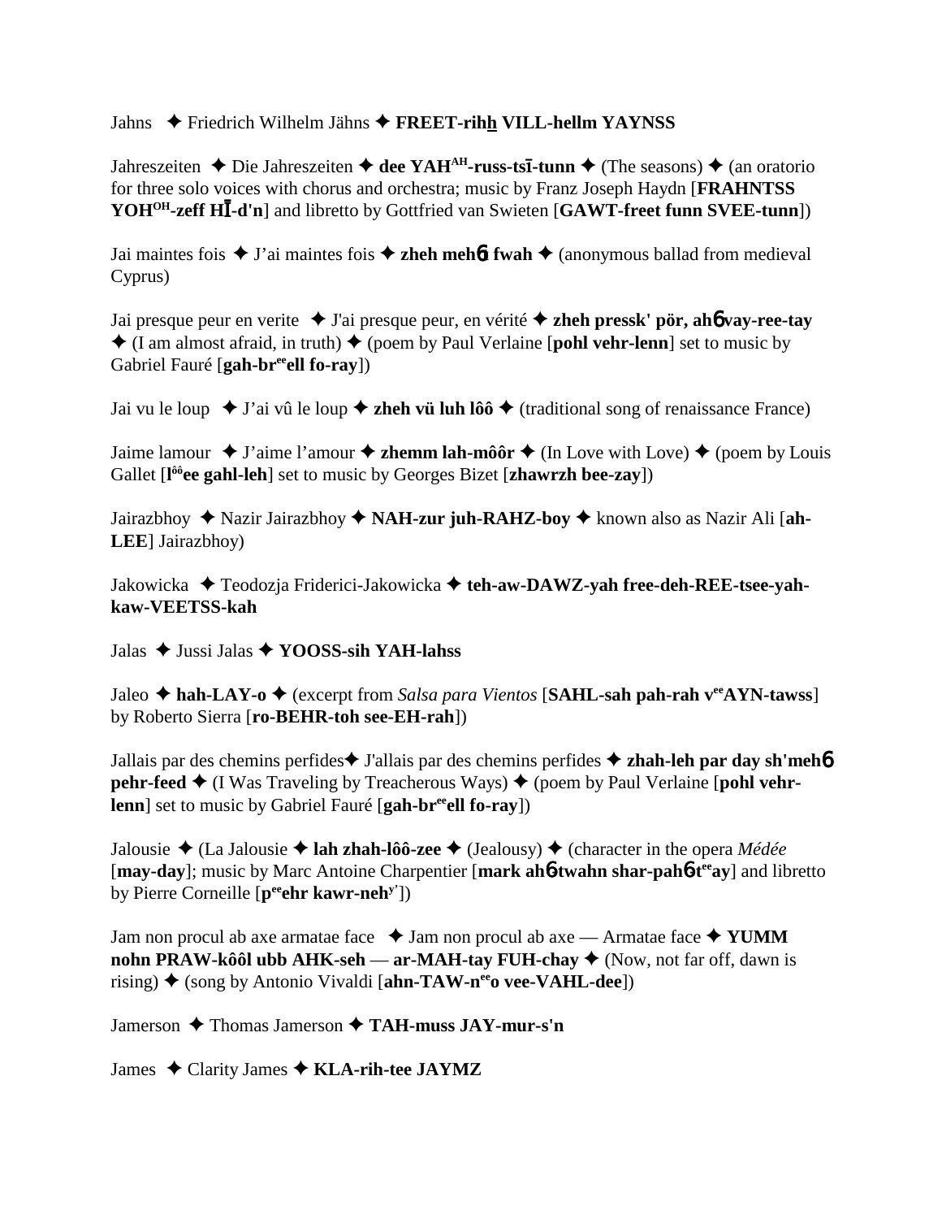Jahns ✦ Friedrich Wilhelm Jähns ✦ **FREET-rihh VILL-hellm YAYNSS**

Jahreszeiten ✦ Die Jahreszeiten ✦ **dee YAH^AH-russ-tsī-tunn** ✦ (The seasons) ✦ (an oratorio for three solo voices with chorus and orchestra; music by Franz Joseph Haydn [**FRAHNTSS YOH^OH-zeff HĪ-d'n**] and libretto by Gottfried van Swieten [**GAWT-freet funn SVEE-tunn**])

Jai maintes fois ✦ J'ai maintes fois ✦ **zheh meh6t fwah** ✦ (anonymous ballad from medieval Cyprus)

Jai presque peur en verite ✦ J'ai presque peur, en vérité ✦ **zheh pressk' pör, ah6 vay-ree-tay** ✦ (I am almost afraid, in truth) ✦ (poem by Paul Verlaine [**pohl vehr-lenn**] set to music by Gabriel Fauré [**gah-br^ee ell fo-ray**])

Jai vu le loup ✦ J'ai vû le loup ✦ **zheh vü luh lôô** ✦ (traditional song of renaissance France)

Jaime lamour ✦ J'aime l'amour ✦ **zhemm lah-môôr** ✦ (In Love with Love) ✦ (poem by Louis Gallet [**l^ôô ee gahl-leh**] set to music by Georges Bizet [**zhawrzh bee-zay**])

Jairazbhoy ✦ Nazir Jairazbhoy ✦ **NAH-zur juh-RAHZ-boy** ✦ known also as Nazir Ali [**ah-LEE**] Jairazbhoy)

Jakowicka ✦ Teodozja Friderici-Jakowicka ✦ **teh-aw-DAWZ-yah free-deh-REE-tsee-yah-kaw-VEETSS-kah**

Jalas ✦ Jussi Jalas ✦ **YOOSS-sih YAH-lahss**

Jaleo ✦ **hah-LAY-o** ✦ (excerpt from *Salsa para Vientos* [**SAHL-sah pah-rah v^ee AYN-tawss**] by Roberto Sierra [**ro-BEHR-toh see-EH-rah**])

Jallais par des chemins perfides✦ J'allais par des chemins perfides ✦ **zhah-leh par day sh'meh6 pehr-feed** ✦ (I Was Traveling by Treacherous Ways) ✦ (poem by Paul Verlaine [**pohl vehr-lenn**] set to music by Gabriel Fauré [**gah-br^ee ell fo-ray**])

Jalousie ✦ (La Jalousie ✦ **lah zhah-lôô-zee** ✦ (Jealousy) ✦ (character in the opera *Médée* [**may-day**]; music by Marc Antoine Charpentier [**mark ah6-twahn shar-pah6-t^ee ay**] and libretto by Pierre Corneille [**p^ee ehr kawr-neh^y'**])

Jam non procul ab axe armatae face ✦ Jam non procul ab axe — Armatae face ✦ **YUMM nohn PRAW-kôôl ubb AHK-seh — ar-MAH-tay FUH-chay** ✦ (Now, not far off, dawn is rising) ✦ (song by Antonio Vivaldi [**ahn-TAW-n^ee o vee-VAHL-dee**])

Jamerson ✦ Thomas Jamerson ✦ **TAH-muss JAY-mur-s'n**

James ✦ Clarity James ✦ **KLA-rih-tee JAYMZ**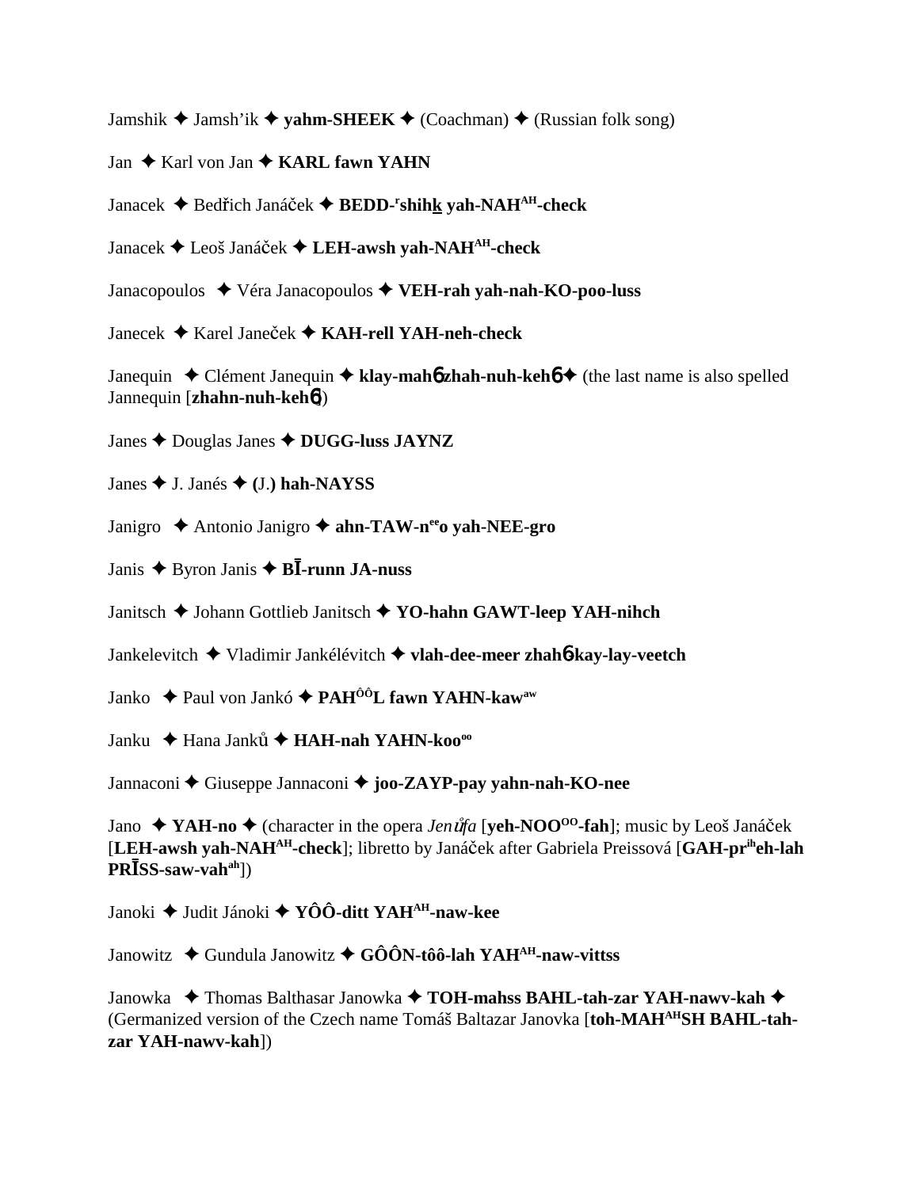Jamshik ✦ Jamsh'ik ✦ **yahm-SHEEK** ✦ (Coachman) ✦ (Russian folk song)

Jan ✦ Karl von Jan ✦ **KARL fawn YAHN**

Janacek ✦ Bedřich Janáček ✦ **BEDD-ʳshihk yah-NAHAH-check**

Janacek ✦ Leoš Janáček ✦ **LEH-awsh yah-NAHAH-check**

Janacopoulos ✦ Véra Janacopoulos ✦ **VEH-rah yah-nah-KO-poo-luss**

Janecek ✦ Karel Janeček ✦ **KAH-rell YAH-neh-check**

Janequin ✦ Clément Janequin ✦ **klay-mahɓ zhah-nuh-kehɓ** ✦ (the last name is also spelled Jannequin [**zhahn-nuh-kehɓ**])

Janes ✦ Douglas Janes ✦ **DUGG-luss JAYNZ**

Janes ✦ J. Janés ✦ **(J.) hah-NAYSS**

Janigro ✦ Antonio Janigro ✦ **ahn-TAW-neeo yah-NEE-gro**

Janis ✦ Byron Janis ✦ **BĪ-runn JA-nuss**

Janitsch ✦ Johann Gottlieb Janitsch ✦ **YO-hahn GAWT-leep YAH-nihch**

Jankelevitch ✦ Vladimir Jankélévitch ✦ **vlah-dee-meer zhahɓ-kay-lay-veetch**

Janko ✦ Paul von Jankó ✦ **PAHÔÔL fawn YAHN-kawaw**

Janku ✦ Hana Janků ✦ **HAH-nah YAHN-koooo**

Jannaconi ✦ Giuseppe Jannaconi ✦ **joo-ZAYP-pay yahn-nah-KO-nee**

Jano ✦ **YAH-no** ✦ (character in the opera *Jenůfa* [**yeh-NOOOO-fah**]; music by Leoš Janáček [**LEH-awsh yah-NAHAH-check**]; libretto by Janáček after Gabriela Preissová [**GAH-prieh-lah PRĪSS-saw-vahah**])

Janoki ✦ Judit Jánoki ✦ **YÔÔ-ditt YAHAH-naw-kee**

Janowitz ✦ Gundula Janowitz ✦ **GÔÔN-tôô-lah YAHAH-naw-vittss**

Janowka ✦ Thomas Balthasar Janowka ✦ **TOH-mahss BAHL-tah-zar YAH-nawv-kah** ✦ (Germanized version of the Czech name Tomáš Baltazar Janovka [**toh-MAHAHSH BAHL-tah-zar YAH-nawv-kah**])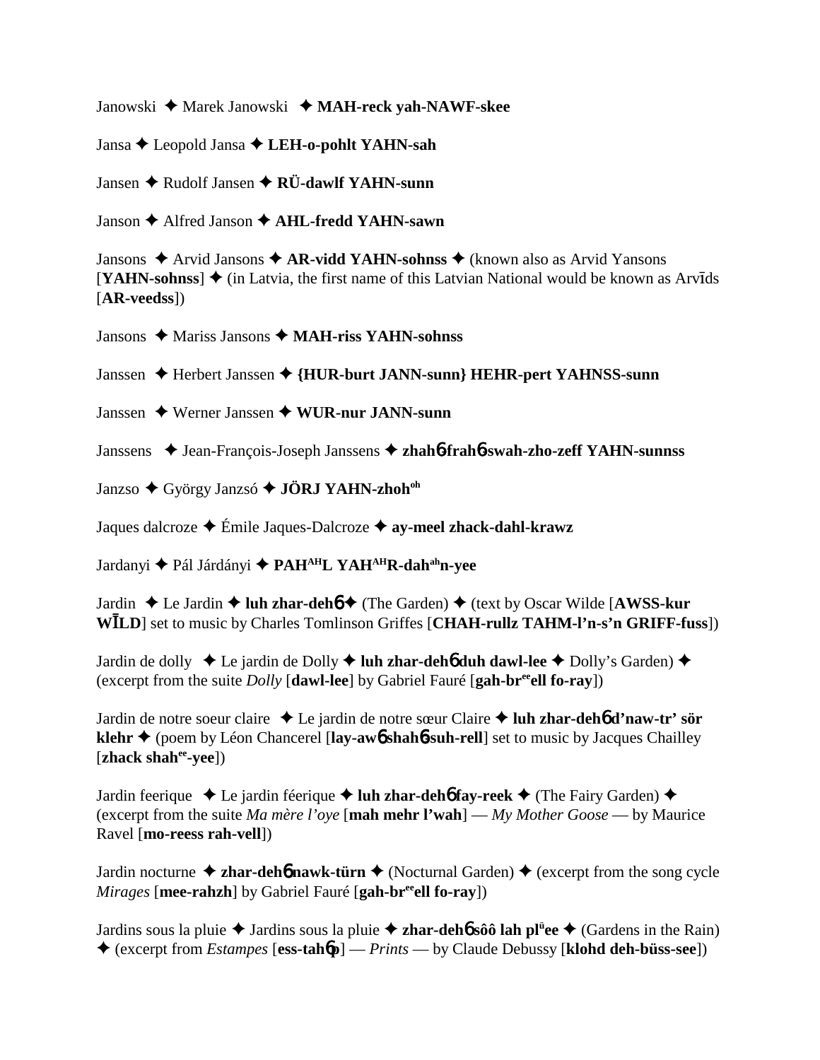Janowski ✦ Marek Janowski ✦ **MAH-reck yah-NAWF-skee**

Jansa ✦ Leopold Jansa ✦ **LEH-o-pohlt YAHN-sah**

Jansen ✦ Rudolf Jansen ✦ **RÜ-dawlf YAHN-sunn**

Janson ✦ Alfred Janson ✦ **AHL-fredd YAHN-sawn**

Jansons ✦ Arvid Jansons ✦ **AR-vidd YAHN-sohnss** ✦ (known also as Arvid Yansons [**YAHN-sohnss**] ✦ (in Latvia, the first name of this Latvian National would be known as Arvīds [**AR-veedss**])

Jansons ✦ Mariss Jansons ✦ **MAH-riss YAHN-sohnss**

Janssen ✦ Herbert Janssen ✦ **{HUR-burt JANN-sunn} HEHR-pert YAHNSS-sunn**

Janssen ✦ Werner Janssen ✦ **WUR-nur JANN-sunn**

Janssens ✦ Jean-François-Joseph Janssens ✦ **zhahɓ-frahɓ-swah-zho-zeff YAHN-sunnss**

Janzso ✦ György Janzsó ✦ **JÖRJ YAHN-zhoh**[oh]

Jaques dalcroze ✦ Émile Jaques-Dalcroze ✦ **ay-meel zhack-dahl-krawz**

Jardanyi ✦ Pál Járdányi ✦ **PAH**[AH]**L YAH**[AH]**R-dah**[ah]**n-yee**

Jardin ✦ Le Jardin ✦ **luh zhar-dehɓ** ✦ (The Garden) ✦ (text by Oscar Wilde [**AWSS-kur WĪLD**] set to music by Charles Tomlinson Griffes [**CHAH-rullz TAHM-l'n-s'n GRIFF-fuss**])

Jardin de dolly ✦ Le jardin de Dolly ✦ **luh zhar-dehɓ duh dawl-lee** ✦ Dolly's Garden) ✦ (excerpt from the suite *Dolly* [**dawl-lee**] by Gabriel Fauré [**gah-br**[ee]**ell fo-ray**])

Jardin de notre soeur claire ✦ Le jardin de notre sœur Claire ✦ **luh zhar-dehɓ d'naw-tr' sör klehr** ✦ (poem by Léon Chancerel [**lay-awɓ shahɓ-suh-rell**] set to music by Jacques Chailley [**zhack shah**[ee]**-yee**])

Jardin feerique ✦ Le jardin féerique ✦ **luh zhar-dehɓ fay-reek** ✦ (The Fairy Garden) ✦ (excerpt from the suite *Ma mère l'oye* [**mah mehr l'wah**] — *My Mother Goose* — by Maurice Ravel [**mo-reess rah-vell**])

Jardin nocturne ✦ **zhar-dehɓ nawk-türn** ✦ (Nocturnal Garden) ✦ (excerpt from the song cycle *Mirages* [**mee-rahzh**] by Gabriel Fauré [**gah-br**[ee]**ell fo-ray**])

Jardins sous la pluie ✦ Jardins sous la pluie ✦ **zhar-dehɓ sôô lah pl**[ü]**ee** ✦ (Gardens in the Rain) ✦ (excerpt from *Estampes* [**ess-tahɓp**] — *Prints* — by Claude Debussy [**klohd deh-büss-see**])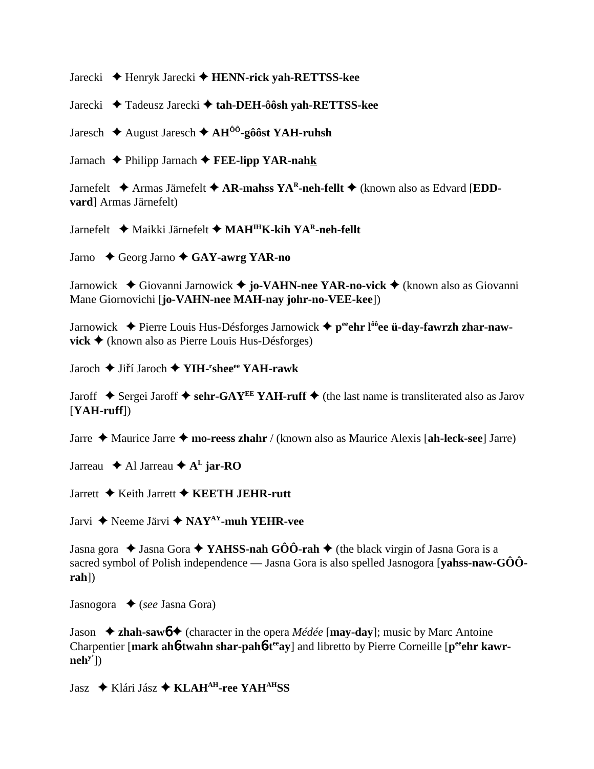Jarecki ✦ Henryk Jarecki ✦ **HENN-rick yah-RETTSS-kee**

Jarecki ✦ Tadeusz Jarecki ✦ **tah-DEH-ôôsh yah-RETTSS-kee**

Jaresch ✦ August Jaresch ✦ **AH$^{ÔÔ}$-gôôst YAH-ruhsh**

Jarnach ✦ Philipp Jarnach ✦ **FEE-lipp YAR-nahk**

Jarnefelt ✦ Armas Järnefelt ✦ **AR-mahss YA$^{R}$-neh-fellt** ✦ (known also as Edvard [**EDD-vard**] Armas Järnefelt)

Jarnefelt ✦ Maikki Järnefelt ✦ **MAH$^{IH}$K-kih YA$^{R}$-neh-fellt**

Jarno ✦ Georg Jarno ✦ **GAY-awrg YAR-no**

Jarnowick ✦ Giovanni Jarnowick ✦ **jo-VAHN-nee YAR-no-vick** ✦ (known also as Giovanni Mane Giornovichi [**jo-VAHN-nee MAH-nay johr-no-VEE-kee**])

Jarnowick ✦ Pierre Louis Hus-Désforges Jarnowick ✦ **p$^{ee}$ehr l$^{ôô}$ee ü-day-fawrzh zhar-naw-vick** ✦ (known also as Pierre Louis Hus-Désforges)

Jaroch ✦ Jiří Jaroch ✦ **YIH-$^{r}$shee$^{ee}$ YAH-rawk**

Jaroff ✦ Sergei Jaroff ✦ **sehr-GAY$^{EE}$ YAH-ruff** ✦ (the last name is transliterated also as Jarov [**YAH-ruff**])

Jarre ✦ Maurice Jarre ✦ **mo-reess zhahr** / (known also as Maurice Alexis [**ah-leck-see**] Jarre)

Jarreau ✦ Al Jarreau ✦ **A$^{L}$ jar-RO**

Jarrett ✦ Keith Jarrett ✦ **KEETH JEHR-rutt**

Jarvi ✦ Neeme Järvi ✦ **NAY$^{AY}$-muh YEHR-vee**

Jasna gora ✦ Jasna Gora ✦ **YAHSS-nah GÔÔ-rah** ✦ (the black virgin of Jasna Gora is a sacred symbol of Polish independence — Jasna Gora is also spelled Jasnogora [**yahss-naw-GÔÔ-rah**])

Jasnogora ✦ (*see* Jasna Gora)

Jason ✦ **zhah-sawɓ** ✦ (character in the opera *Médée* [**may-day**]; music by Marc Antoine Charpentier [**mark ahɓtwahn shar-pahɓt$^{ee}$ay**] and libretto by Pierre Corneille [**p$^{ee}$ehr kawr-neh$^{y'}$**])

Jasz ✦ Klári Jász ✦ **KLAH$^{AH}$-ree YAH$^{AH}$SS**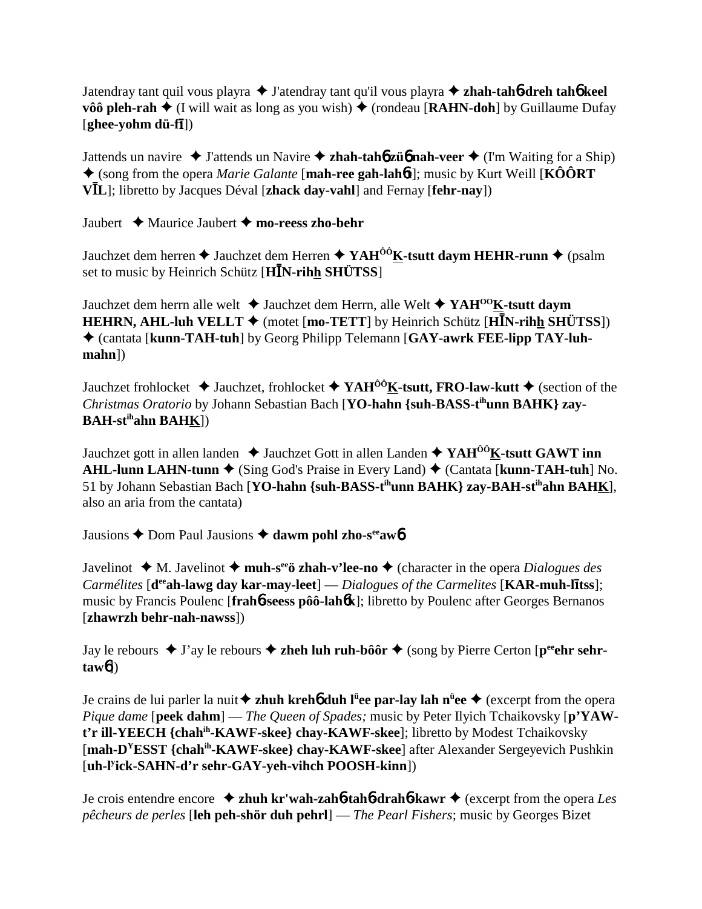Jatendray tant quil vous playra ✦ J'atendray tant qu'il vous playra ✦ **zhah-tahɓ-dreh tahɓ keel vôô pleh-rah** ✦ (I will wait as long as you wish) ✦ (rondeau [**RAHN-doh**] by Guillaume Dufay [**ghee-yohm dü-fī**])

Jattends un navire ✦ J'attends un Navire ✦ **zhah-tahɓ züɓ nah-veer** ✦ (I'm Waiting for a Ship) ✦ (song from the opera *Marie Galante* [**mah-ree gah-lahɓt**]; music by Kurt Weill [**KÔÔRT VĪL**]; libretto by Jacques Déval [**zhack day-vahl**] and Fernay [**fehr-nay**])

Jaubert ✦ Maurice Jaubert ✦ **mo-reess zho-behr**

Jauchzet dem herren ✦ Jauchzet dem Herren ✦ **YAH**[ÔÔ]**K-tsutt daym HEHR-runn** ✦ (psalm set to music by Heinrich Schütz [**HĪN-rihh SHÜTSS**]

Jauchzet dem herrn alle welt ✦ Jauchzet dem Herrn, alle Welt ✦ **YAH**[OO]**K-tsutt daym HEHRN, AHL-luh VELLT** ✦ (motet [**mo-TETT**] by Heinrich Schütz [**HĪN-rihh SHÜTSS**]) ✦ (cantata [**kunn-TAH-tuh**] by Georg Philipp Telemann [**GAY-awrk FEE-lipp TAY-luh-mahn**])

Jauchzet frohlocket ✦ Jauchzet, frohlocket ✦ **YAH**[ÔÔ]**K-tsutt, FRO-law-kutt** ✦ (section of the *Christmas Oratorio* by Johann Sebastian Bach [**YO-hahn {suh-BASS-t**[ih]**unn BAHK} zay-BAH-st**[ih]**ahn BAHK**])

Jauchzet gott in allen landen ✦ Jauchzet Gott in allen Landen ✦ **YAH**[ÔÔ]**K-tsutt GAWT inn AHL-lunn LAHN-tunn** ✦ (Sing God's Praise in Every Land) ✦ (Cantata [**kunn-TAH-tuh**] No. 51 by Johann Sebastian Bach [**YO-hahn {suh-BASS-t**[ih]**unn BAHK} zay-BAH-st**[ih]**ahn BAHK**], also an aria from the cantata)

Jausions ✦ Dom Paul Jausions ✦ **dawm pohl zho-s**[ee]**awɓ**

Javelinot ✦ M. Javelinot ✦ **muh-s**[ee]**ö zhah-v'lee-no** ✦ (character in the opera *Dialogues des Carmélites* [**d**[ee]**ah-lawg day kar-may-leet**] — *Dialogues of the Carmelites* [**KAR-muh-lītss**]; music by Francis Poulenc [**frahɓ-seess pôô-lahɓk**]; libretto by Poulenc after Georges Bernanos [**zhawrzh behr-nah-nawss**])

Jay le rebours ✦ J'ay le rebours ✦ **zheh luh ruh-bôôr** ✦ (song by Pierre Certon [**p**[ee]**ehr sehr-tawɓ**])

Je crains de lui parler la nuit ✦ **zhuh krehɓ duh l**[ü]**ee par-lay lah n**[ü]**ee** ✦ (excerpt from the opera *Pique dame* [**peek dahm**] — *The Queen of Spades;* music by Peter Ilyich Tchaikovsky [**p'YAW-t'r ill-YEECH {chah**[ih]**-KAWF-skee} chay-KAWF-skee**]; libretto by Modest Tchaikovsky [**mah-D**[Y]**ESST {chah**[ih]**-KAWF-skee} chay-KAWF-skee**] after Alexander Sergeyevich Pushkin [**uh-l**[y]**ick-SAHN-d'r sehr-GAY-yeh-vihch POOSH-kinn**])

Je crois entendre encore ✦ **zhuh kr'wah-zahɓ-tahɓ-drahɓ-kawr** ✦ (excerpt from the opera *Les pêcheurs de perles* [**leh peh-shör duh pehrl**] — *The Pearl Fishers*; music by Georges Bizet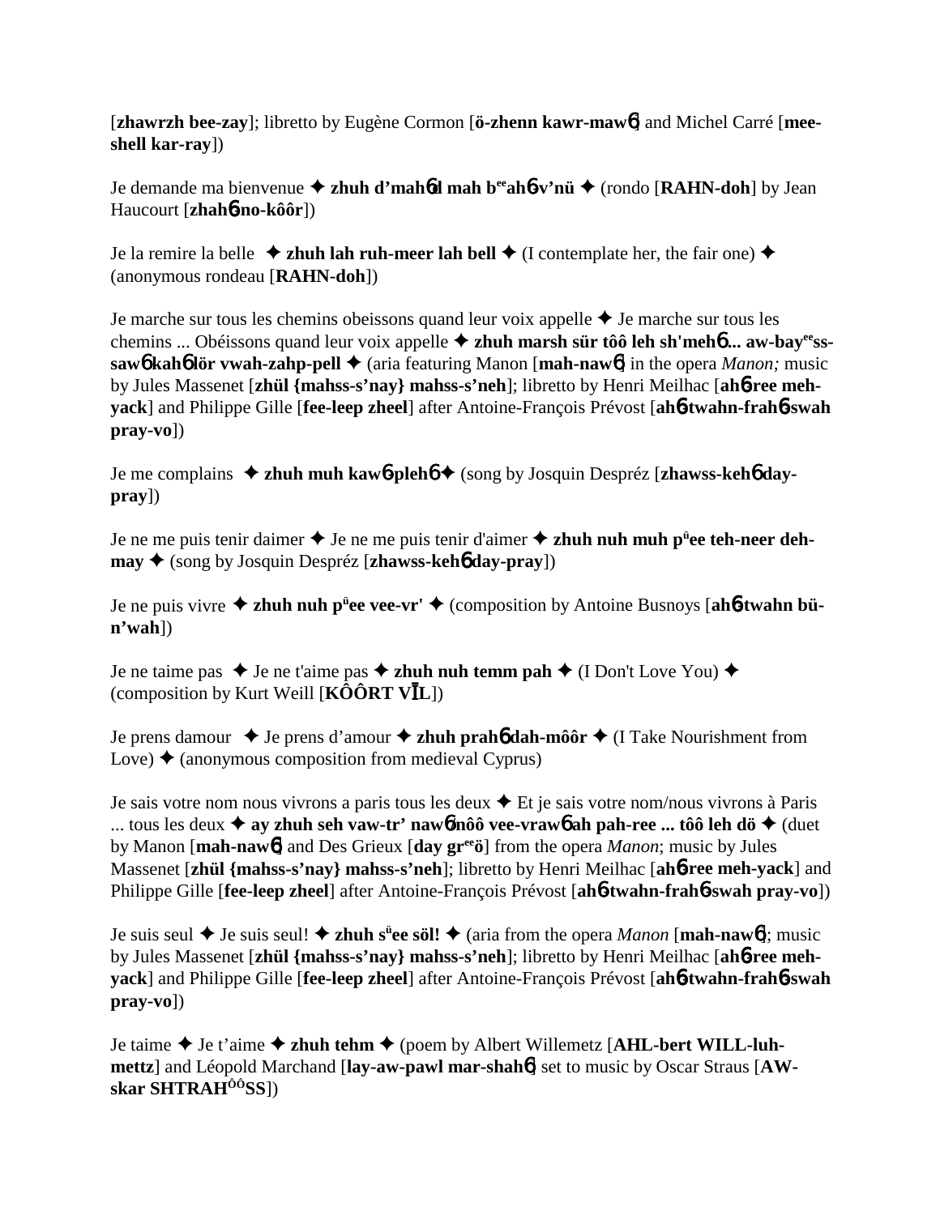[**zhawrzh bee-zay**]; libretto by Eugène Cormon [**ö-zhenn kawr-maw6**] and Michel Carré [**mee-shell kar-ray**])

Je demande ma bienvenue ✦ **zhuh d'mah6d mah b^ee^ah6-v'nü** ✦ (rondo [**RAHN-doh**] by Jean Haucourt [**zhah6-no-kôôr**])

Je la remire la belle ✦ **zhuh lah ruh-meer lah bell** ✦ (I contemplate her, the fair one) ✦ (anonymous rondeau [**RAHN-doh**])

Je marche sur tous les chemins obeissons quand leur voix appelle ✦ Je marche sur tous les chemins ... Obéissons quand leur voix appelle ✦ **zhuh marsh sür tôô leh sh'meh6... aw-bay^ee^ss-saw6 kah6 lör vwah-zahp-pell** ✦ (aria featuring Manon [**mah-naw6**] in the opera *Manon;* music by Jules Massenet [**zhül {mahss-s'nay} mahss-s'neh**]; libretto by Henri Meilhac [**ah6-ree meh-yack**] and Philippe Gille [**fee-leep zheel**] after Antoine-François Prévost [**ah6-twahn-frah6-swah pray-vo**])

Je me complains ✦ **zhuh muh kaw6-pleh6** ✦ (song by Josquin Despréz [**zhawss-keh6 day-pray**])

Je ne me puis tenir daimer ✦ Je ne me puis tenir d'aimer ✦ **zhuh nuh muh p^ü^ee teh-neer deh-may** ✦ (song by Josquin Despréz [**zhawss-keh6 day-pray**])

Je ne puis vivre ✦ **zhuh nuh p^ü^ee vee-vr'** ✦ (composition by Antoine Busnoys [**ah6-twahn bü-n'wah**])

Je ne taime pas ✦ Je ne t'aime pas ✦ **zhuh nuh temm pah** ✦ (I Don't Love You) ✦ (composition by Kurt Weill [**KÔÔRT VĪL**])

Je prens damour ✦ Je prens d'amour ✦ **zhuh prah6 dah-môôr** ✦ (I Take Nourishment from Love) ✦ (anonymous composition from medieval Cyprus)

Je sais votre nom nous vivrons a paris tous les deux ✦ Et je sais votre nom/nous vivrons à Paris ... tous les deux ✦ **ay zhuh seh vaw-tr' naw6 nôô vee-vraw6 ah pah-ree ... tôô leh dö** ✦ (duet by Manon [**mah-naw6**] and Des Grieux [**day gr^ee^ö**] from the opera *Manon*; music by Jules Massenet [**zhül {mahss-s'nay} mahss-s'neh**]; libretto by Henri Meilhac [**ah6-ree meh-yack**] and Philippe Gille [**fee-leep zheel**] after Antoine-François Prévost [**ah6-twahn-frah6-swah pray-vo**])

Je suis seul ✦ Je suis seul! ✦ **zhuh s^ü^ee söl!** ✦ (aria from the opera *Manon* [**mah-naw6**]; music by Jules Massenet [**zhül {mahss-s'nay} mahss-s'neh**]; libretto by Henri Meilhac [**ah6-ree meh-yack**] and Philippe Gille [**fee-leep zheel**] after Antoine-François Prévost [**ah6-twahn-frah6-swah pray-vo**])

Je taime ✦ Je t'aime ✦ **zhuh tehm** ✦ (poem by Albert Willemetz [**AHL-bert WILL-luh-mettz**] and Léopold Marchand [**lay-aw-pawl mar-shah6**] set to music by Oscar Straus [**AW-skar SHTRAH^ÔÔ^SS**])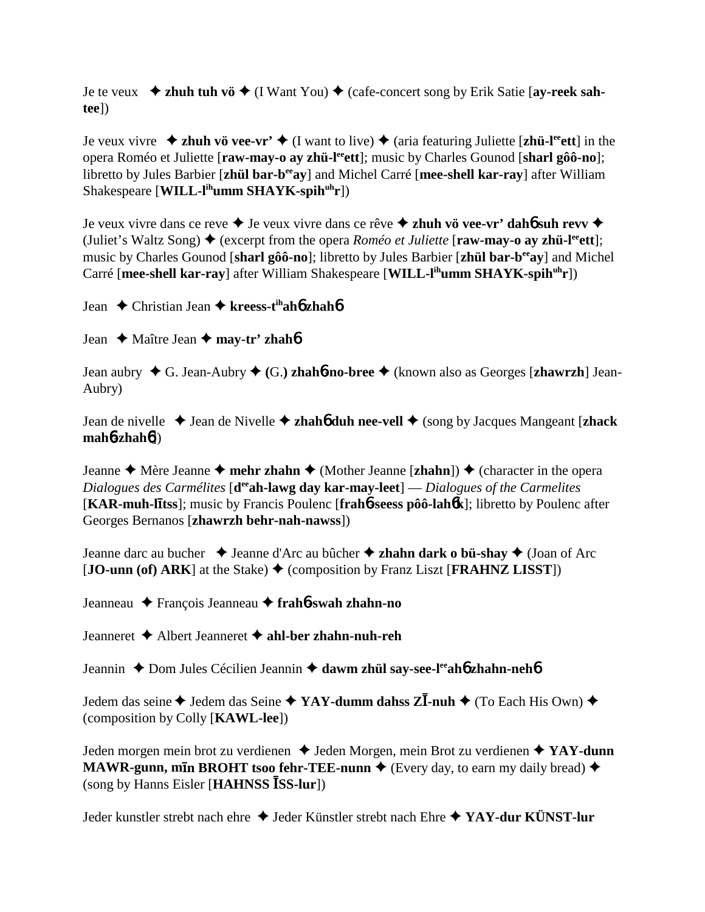Je te veux ✦ **zhuh tuh vö** ✦ (I Want You) ✦ (cafe-concert song by Erik Satie [**ay-reek sah-tee**])

Je veux vivre ✦ **zhuh vö vee-vr'** ✦ (I want to live) ✦ (aria featuring Juliette [**zhü-l**ee**ett**] in the opera Roméo et Juliette [**raw-may-o ay zhü-l**ee**ett**]; music by Charles Gounod [**sharl gôô-no**]; libretto by Jules Barbier [**zhül bar-b**ee**ay**] and Michel Carré [**mee-shell kar-ray**] after William Shakespeare [**WILL-l**ih**umm SHAYK-spih**uh**r**])

Je veux vivre dans ce reve ✦ Je veux vivre dans ce rêve ✦ **zhuh vö vee-vr' dah**6 **suh revv** ✦ (Juliet's Waltz Song) ✦ (excerpt from the opera *Roméo et Juliette* [**raw-may-o ay zhü-l**ee**ett**]; music by Charles Gounod [**sharl gôô-no**]; libretto by Jules Barbier [**zhül bar-b**ee**ay**] and Michel Carré [**mee-shell kar-ray**] after William Shakespeare [**WILL-l**ih**umm SHAYK-spih**uh**r**])

Jean ✦ Christian Jean ✦ **kreess-t**ih**ah**6 **zhah**6

Jean ✦ Maître Jean ✦ **may-tr' zhah**6

Jean aubry ✦ G. Jean-Aubry ✦ **(**G.**) zhah**6**-no-bree** ✦ (known also as Georges [**zhawrzh**] Jean-Aubry)

Jean de nivelle ✦ Jean de Nivelle ✦ **zhah**6 **duh nee-vell** ✦ (song by Jacques Mangeant [**zhack mah**6**-zhah**6])

Jeanne ✦ Mère Jeanne ✦ **mehr zhahn** ✦ (Mother Jeanne [**zhahn**]) ✦ (character in the opera *Dialogues des Carmélites* [**d**ee**ah-lawg day kar-may-leet**] — *Dialogues of the Carmelites* [**KAR-muh-līts**s]; music by Francis Poulenc [**frah**6**-seess pôô-lah**6**k**]; libretto by Poulenc after Georges Bernanos [**zhawrzh behr-nah-nawss**])

Jeanne darc au bucher ✦ Jeanne d'Arc au bûcher ✦ **zhahn dark o bü-shay** ✦ (Joan of Arc [**JO-unn (of) ARK**] at the Stake) ✦ (composition by Franz Liszt [**FRAHNZ LISST**])

Jeanneau ✦ François Jeanneau ✦ **frah**6**-swah zhahn-no**

Jeanneret ✦ Albert Jeanneret ✦ **ahl-ber zhahn-nuh-reh**

Jeannin ✦ Dom Jules Cécilien Jeannin ✦ **dawm zhül say-see-l**ee**ah**6 **zhahn-neh**6

Jedem das seine ✦ Jedem das Seine ✦ **YAY-dumm dahss ZĪ-nuh** ✦ (To Each His Own) ✦ (composition by Colly [**KAWL-lee**])

Jeden morgen mein brot zu verdienen ✦ Jeden Morgen, mein Brot zu verdienen ✦ **YAY-dunn MAWR-gunn, mīn BROHT tsoo fehr-TEE-nunn** ✦ (Every day, to earn my daily bread) ✦ (song by Hanns Eisler [**HAHNSS ĪSS-lur**])

Jeder kunstler strebt nach ehre ✦ Jeder Künstler strebt nach Ehre ✦ **YAY-dur KÜNST-lur**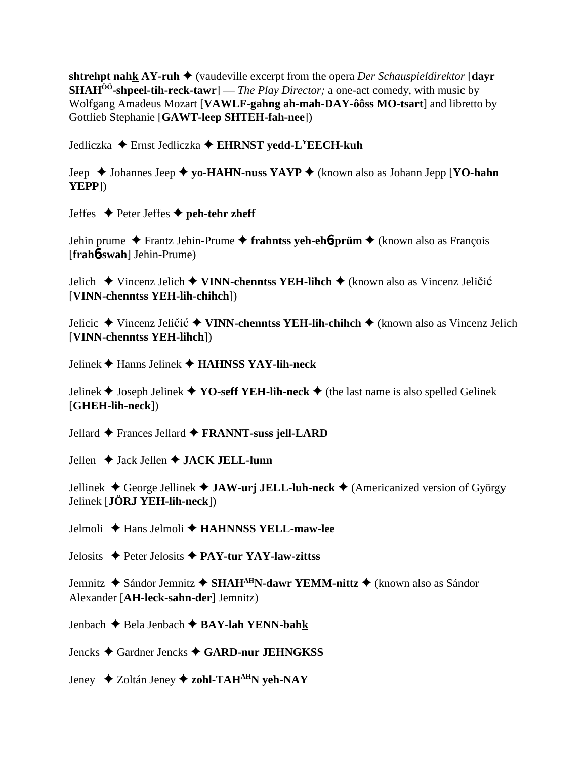**shtrehpt nahk̲ AY-ruh** ✦ (vaudeville excerpt from the opera *Der Schauspieldirektor* [**dayr SHAH^ÔÔ-shpeel-tih-reck-tawr**] — *The Play Director;* a one-act comedy, with music by Wolfgang Amadeus Mozart [**VAWLF-gahng ah-mah-DAY-ôôss MO-tsart**] and libretto by Gottlieb Stephanie [**GAWT-leep SHTEH-fah-nee**])

Jedliczka ✦ Ernst Jedliczka ✦ **EHRNST yedd-L^Y EECH-kuh**

Jeep ✦ Johannes Jeep ✦ **yo-HAHN-nuss YAYP** ✦ (known also as Johann Jepp [**YO-hahn YEPP**])

Jeffes ✦ Peter Jeffes ✦ **peh-tehr zheff**

Jehin prume ✦ Frantz Jehin-Prume ✦ **frahntss yeh-ehɓ prüm** ✦ (known also as François [**frahɓswah**] Jehin-Prume)

Jelich ✦ Vincenz Jelich ✦ **VINN-chenntss YEH-lihch** ✦ (known also as Vincenz Jeličić [**VINN-chenntss YEH-lih-chihch**])

Jelicic ✦ Vincenz Jeličić ✦ **VINN-chenntss YEH-lih-chihch** ✦ (known also as Vincenz Jelich [**VINN-chenntss YEH-lihch**])

Jelinek ✦ Hanns Jelinek ✦ **HAHNSS YAY-lih-neck**

Jelinek ✦ Joseph Jelinek ✦ **YO-seff YEH-lih-neck** ✦ (the last name is also spelled Gelinek [**GHEH-lih-neck**])

Jellard ✦ Frances Jellard ✦ **FRANNT-suss jell-LARD**

Jellen ✦ Jack Jellen ✦ **JACK JELL-lunn**

Jellinek ✦ George Jellinek ✦ **JAW-urj JELL-luh-neck** ✦ (Americanized version of György Jelinek [**JÖRJ YEH-lih-neck**])

Jelmoli ✦ Hans Jelmoli ✦ **HAHNNSS YELL-maw-lee**

Jelosits ✦ Peter Jelosits ✦ **PAY-tur YAY-law-zittss**

Jemnitz ✦ Sándor Jemnitz ✦ **SHAH^AH N-dawr YEMM-nittz** ✦ (known also as Sándor Alexander [**AH-leck-sahn-der**] Jemnitz)

Jenbach ✦ Bela Jenbach ✦ **BAY-lah YENN-bahk̲**

Jencks ✦ Gardner Jencks ✦ **GARD-nur JEHNGKSS**

Jeney ✦ Zoltán Jeney ✦ **zohl-TAH^AH N yeh-NAY**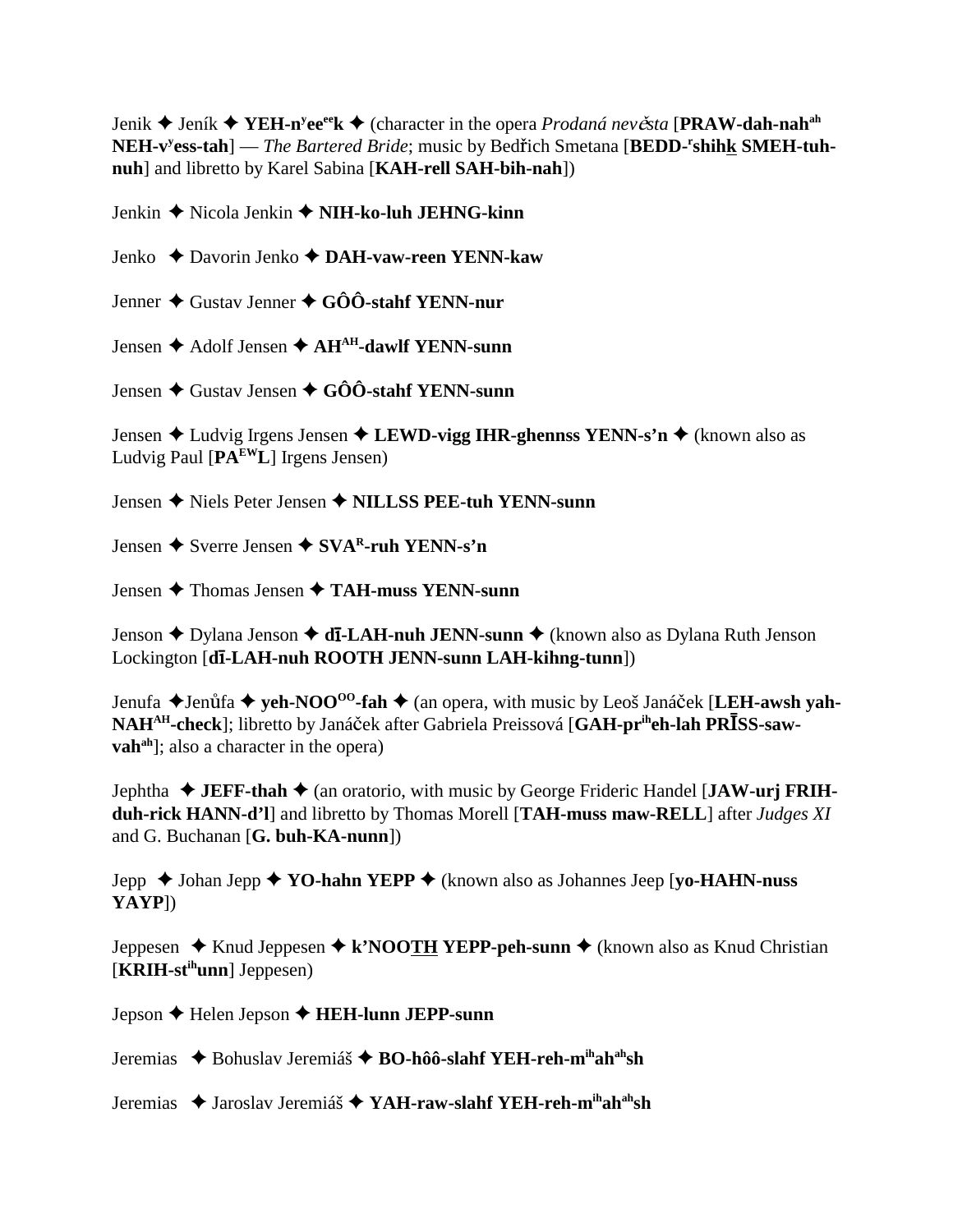Jenik ✦ Jeník ✦ **YEH-n^y^ee^ee^k** ✦ (character in the opera *Prodaná nevěsta* [**PRAW-dah-nah^ah^ NEH-v^y^ess-tah**] — *The Bartered Bride*; music by Bedřich Smetana [**BEDD-^r^shihk SMEH-tuh-nuh**] and libretto by Karel Sabina [**KAH-rell SAH-bih-nah**])

Jenkin ✦ Nicola Jenkin ✦ **NIH-ko-luh JEHNG-kinn**

Jenko ✦ Davorin Jenko ✦ **DAH-vaw-reen YENN-kaw**

Jenner ✦ Gustav Jenner ✦ **GÔÔ-stahf YENN-nur**

Jensen ✦ Adolf Jensen ✦ **AH^AH^-dawlf YENN-sunn**

Jensen ✦ Gustav Jensen ✦ **GÔÔ-stahf YENN-sunn**

Jensen ✦ Ludvig Irgens Jensen ✦ **LEWD-vigg IHR-ghennss YENN-s'n** ✦ (known also as Ludvig Paul [**PA^EW^L**] Irgens Jensen)

Jensen ✦ Niels Peter Jensen ✦ **NILLSS PEE-tuh YENN-sunn**

Jensen ✦ Sverre Jensen ✦ **SVA^R^-ruh YENN-s'n**

Jensen ✦ Thomas Jensen ✦ **TAH-muss YENN-sunn**

Jenson ✦ Dylana Jenson ✦ **dī-LAH-nuh JENN-sunn** ✦ (known also as Dylana Ruth Jenson Lockington [**dī-LAH-nuh ROOTH JENN-sunn LAH-kihng-tunn**])

Jenufa ✦ Jenůfa ✦ **yeh-NOO^OO^-fah** ✦ (an opera, with music by Leoš Janáček [**LEH-awsh yah-NAH^AH^-check**]; libretto by Janáček after Gabriela Preissová [**GAH-pr^ih^eh-lah PRĪSS-saw-vah^ah^**]; also a character in the opera)

Jephtha ✦ **JEFF-thah** ✦ (an oratorio, with music by George Frideric Handel [**JAW-urj FRIH-duh-rick HANN-d'l**] and libretto by Thomas Morell [**TAH-muss maw-RELL**] after *Judges XI* and G. Buchanan [**G. buh-KA-nunn**])

Jepp ✦ Johan Jepp ✦ **YO-hahn YEPP** ✦ (known also as Johannes Jeep [**yo-HAHN-nuss YAYP**])

Jeppesen ✦ Knud Jeppesen ✦ **k'NOOTH YEPP-peh-sunn** ✦ (known also as Knud Christian [**KRIH-st^ih^unn**] Jeppesen)

Jepson ✦ Helen Jepson ✦ **HEH-lunn JEPP-sunn**

Jeremias ✦ Bohuslav Jeremiáš ✦ **BO-hôô-slahf YEH-reh-m^ih^ah^ah^sh**

Jeremias ✦ Jaroslav Jeremiáš ✦ **YAH-raw-slahf YEH-reh-m^ih^ah^ah^sh**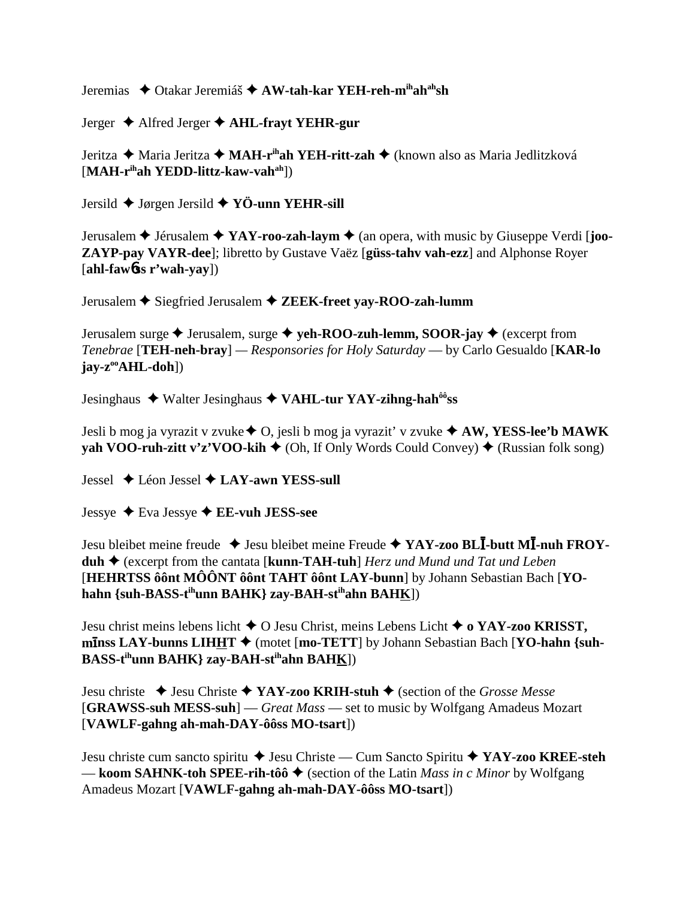Jeremias ✦ Otakar Jeremiáš ✦ **AW-tah-kar YEH-reh-m^ih^ah^ah^sh**

Jerger ✦ Alfred Jerger ✦ **AHL-frayt YEHR-gur**

Jeritza ✦ Maria Jeritza ✦ **MAH-r^ih^ah YEH-ritt-zah** ✦ (known also as Maria Jedlitzková [**MAH-r^ih^ah YEDD-littz-kaw-vah^ah**])

Jersild ✦ Jørgen Jersild ✦ **YÖ-unn YEHR-sill**

Jerusalem ✦ Jérusalem ✦ **YAY-roo-zah-laym** ✦ (an opera, with music by Giuseppe Verdi [**joo-ZAYP-pay VAYR-dee**]; libretto by Gustave Vaëz [**güss-tahv vah-ezz**] and Alphonse Royer [**ahl-fawss r'wah-yay**])

Jerusalem ✦ Siegfried Jerusalem ✦ **ZEEK-freet yay-ROO-zah-lumm**

Jerusalem surge ✦ Jerusalem, surge ✦ **yeh-ROO-zuh-lemm, SOOR-jay** ✦ (excerpt from *Tenebrae* [**TEH-neh-bray**] — *Responsories for Holy Saturday* — by Carlo Gesualdo [**KAR-lo jay-z^oo^AHL-doh**])

Jesinghaus ✦ Walter Jesinghaus ✦ **VAHL-tur YAY-zihng-hah^ôô^ss**

Jesli b mog ja vyrazit v zvuke ✦ O, jesli b mog ja vyrazit' v zvuke ✦ **AW, YESS-lee'b MAWK yah VOO-ruh-zitt v'z'VOO-kih** ✦ (Oh, If Only Words Could Convey) ✦ (Russian folk song)

Jessel ✦ Léon Jessel ✦ **LAY-awn YESS-sull**

Jessye ✦ Eva Jessye ✦ **EE-vuh JESS-see**

Jesu bleibet meine freude ✦ Jesu bleibet meine Freude ✦ **YAY-zoo BLĪ-butt MĪ-nuh FROY-duh** ✦ (excerpt from the cantata [**kunn-TAH-tuh**] *Herz und Mund und Tat und Leben* [**HEHRTSS ôônt MÔÔNT ôônt TAHT ôônt LAY-bunn**] by Johann Sebastian Bach [**YO-hahn {suh-BASS-t^ih^unn BAHK} zay-BAH-st^ih^ahn BAHK**])

Jesu christ meins lebens licht ✦ O Jesu Christ, meins Lebens Licht ✦ **o YAY-zoo KRISST, mīnss LAY-bunns LIHHT** ✦ (motet [**mo-TETT**] by Johann Sebastian Bach [**YO-hahn {suh-BASS-t^ih^unn BAHK} zay-BAH-st^ih^ahn BAHK**])

Jesu christe ✦ Jesu Christe ✦ **YAY-zoo KRIH-stuh** ✦ (section of the *Grosse Messe* [**GRAWSS-suh MESS-suh**] — *Great Mass* — set to music by Wolfgang Amadeus Mozart [**VAWLF-gahng ah-mah-DAY-ôôss MO-tsart**])

Jesu christe cum sancto spiritu ✦ Jesu Christe — Cum Sancto Spiritu ✦ **YAY-zoo KREE-steh — koom SAHNK-toh SPEE-rih-tôô** ✦ (section of the Latin *Mass in c Minor* by Wolfgang Amadeus Mozart [**VAWLF-gahng ah-mah-DAY-ôôss MO-tsart**])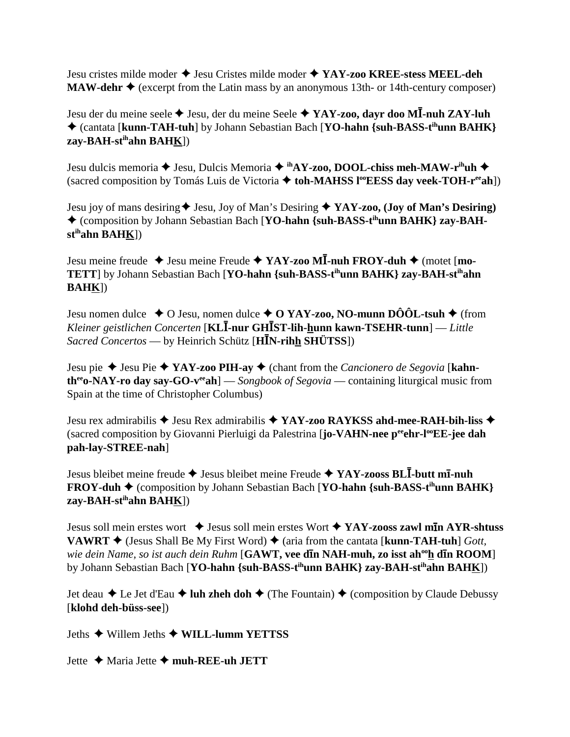Jesu cristes milde moder ✦ Jesu Cristes milde moder ✦ **YAY-zoo KREE-stess MEEL-deh MAW-dehr** ✦ (excerpt from the Latin mass by an anonymous 13th- or 14th-century composer)

Jesu der du meine seele ✦ Jesu, der du meine Seele ✦ **YAY-zoo, dayr doo MĪ-nuh ZAY-luh** ✦ (cantata [**kunn-TAH-tuh**] by Johann Sebastian Bach [**YO-hahn {suh-BASS-t**ih**unn BAHK} zay-BAH-st**ih**ahn BAHK**])

Jesu dulcis memoria ✦ Jesu, Dulcis Memoria ✦ ih**AY-zoo, DOOL-chiss meh-MAW-r**ih**uh** ✦ (sacred composition by Tomás Luis de Victoria ✦ **toh-MAHSS l**oo**EESS day veek-TOH-r**ee**ah**])

Jesu joy of mans desiring ✦ Jesu, Joy of Man's Desiring ✦ **YAY-zoo, (Joy of Man's Desiring)** ✦ (composition by Johann Sebastian Bach [**YO-hahn {suh-BASS-t**ih**unn BAHK} zay-BAH-st**ih**ahn BAHK**])

Jesu meine freude ✦ Jesu meine Freude ✦ **YAY-zoo MĪ-nuh FROY-duh** ✦ (motet [**mo-TETT**] by Johann Sebastian Bach [**YO-hahn {suh-BASS-t**ih**unn BAHK} zay-BAH-st**ih**ahn BAHK**])

Jesu nomen dulce ✦ O Jesu, nomen dulce ✦ **O YAY-zoo, NO-munn DÔÔL-tsuh** ✦ (from *Kleiner geistlichen Concerten* [**KLĪ-nur GHĪST-lih-hunn kawn-TSEHR-tunn**] — *Little Sacred Concertos* — by Heinrich Schütz [**HĪN-rihh SHÜTSS**])

Jesu pie ✦ Jesu Pie ✦ **YAY-zoo PIH-ay** ✦ (chant from the *Cancionero de Segovia* [**kahn-th**ee**o-NAY-ro day say-GO-v**ee**ah**] — *Songbook of Segovia* — containing liturgical music from Spain at the time of Christopher Columbus)

Jesu rex admirabilis ✦ Jesu Rex admirabilis ✦ **YAY-zoo RAYKSS ahd-mee-RAH-bih-liss** ✦ (sacred composition by Giovanni Pierluigi da Palestrina [**jo-VAHN-nee p**ee**ehr-l**oo**EE-jee dah pah-lay-STREE-nah**]

Jesus bleibet meine freude ✦ Jesus bleibet meine Freude ✦ **YAY-zooss BLĪ-butt mī-nuh FROY-duh** ✦ (composition by Johann Sebastian Bach [**YO-hahn {suh-BASS-t**ih**unn BAHK} zay-BAH-st**ih**ahn BAHK**])

Jesus soll mein erstes wort ✦ Jesus soll mein erstes Wort ✦ **YAY-zooss zawl mīn AYR-shtuss VAWRT** ✦ (Jesus Shall Be My First Word) ✦ (aria from the cantata [**kunn-TAH-tuh**] *Gott, wie dein Name, so ist auch dein Ruhm* [**GAWT, vee dīn NAH-muh, zo isst ah**oo**h dīn ROOM**] by Johann Sebastian Bach [**YO-hahn {suh-BASS-t**ih**unn BAHK} zay-BAH-st**ih**ahn BAHK**])

Jet deau ✦ Le Jet d'Eau ✦ **luh zheh doh** ✦ (The Fountain) ✦ (composition by Claude Debussy [**klohd deh-büss-see**])

Jeths ✦ Willem Jeths ✦ **WILL-lumm YETTSS**

Jette ✦ Maria Jette ✦ **muh-REE-uh JETT**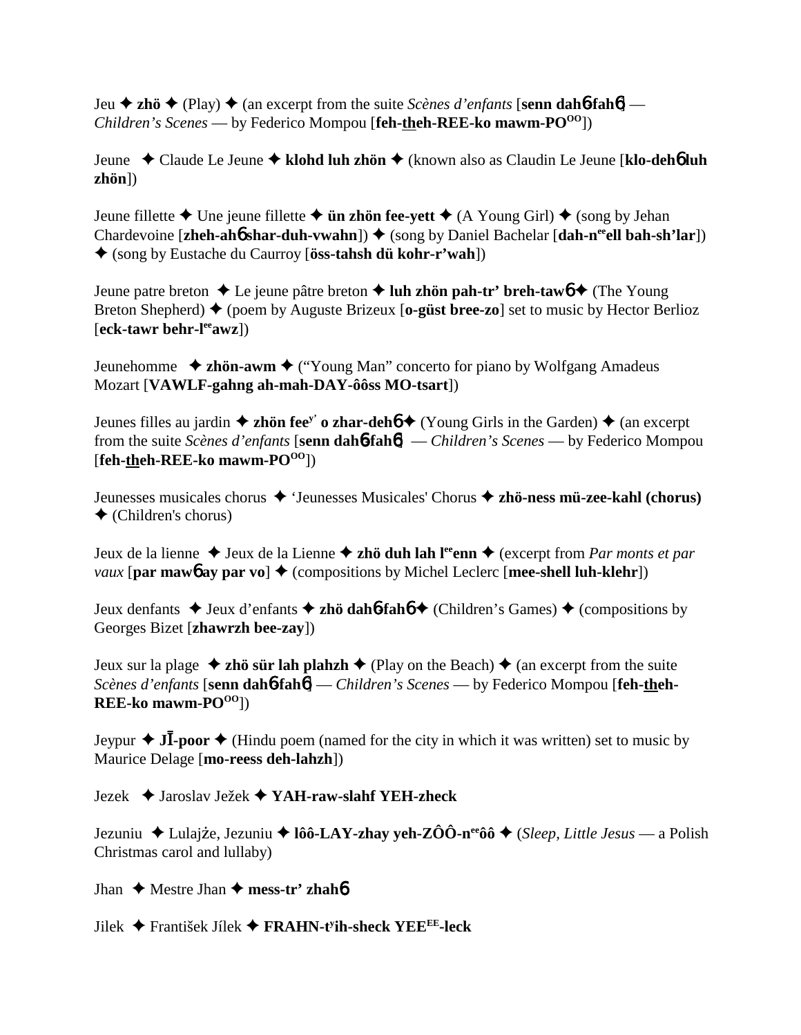Jeu ✦ **zhö** ✦ (Play) ✦ (an excerpt from the suite *Scènes d'enfants* [**senn dahɓ fahɓ**] — *Children's Scenes* — by Federico Mompou [**feh-theh-REE-ko mawm-PO[OO]**])

Jeune ✦ Claude Le Jeune ✦ **klohd luh zhön** ✦ (known also as Claudin Le Jeune [**klo-dehɓ luh zhön**])

Jeune fillette ✦ Une jeune fillette ✦ **ün zhön fee-yett** ✦ (A Young Girl) ✦ (song by Jehan Chardevoine [**zheh-ahɓ shar-duh-vwahn**]) ✦ (song by Daniel Bachelar [**dah-n[ee]ell bah-sh'lar**]) ✦ (song by Eustache du Caurroy [**öss-tahsh dü kohr-r'wah**])

Jeune patre breton ✦ Le jeune pâtre breton ✦ **luh zhön pah-tr' breh-tawɓ** ✦ (The Young Breton Shepherd) ✦ (poem by Auguste Brizeux [**o-güst bree-zo**] set to music by Hector Berlioz [**eck-tawr behr-l[ee]awz**])

Jeunehomme ✦ **zhön-awm** ✦ ("Young Man" concerto for piano by Wolfgang Amadeus Mozart [**VAWLF-gahng ah-mah-DAY-ôôss MO-tsart**])

Jeunes filles au jardin ✦ **zhön fee[y'] o zhar-dehɓ** ✦ (Young Girls in the Garden) ✦ (an excerpt from the suite *Scènes d'enfants* [**senn dahɓ fahɓ**] — *Children's Scenes* — by Federico Mompou [**feh-theh-REE-ko mawm-PO[OO]**])

Jeunesses musicales chorus ✦ 'Jeunesses Musicales' Chorus ✦ **zhö-ness mü-zee-kahl (chorus)** ✦ (Children's chorus)

Jeux de la lienne ✦ Jeux de la Lienne ✦ **zhö duh lah l[ee]enn** ✦ (excerpt from *Par monts et par vaux* [**par mawɓ ay par vo**] ✦ (compositions by Michel Leclerc [**mee-shell luh-klehr**])

Jeux denfants ✦ Jeux d'enfants ✦ **zhö dahɓ fahɓ** ✦ (Children's Games) ✦ (compositions by Georges Bizet [**zhawrzh bee-zay**])

Jeux sur la plage ✦ **zhö sür lah plahzh** ✦ (Play on the Beach) ✦ (an excerpt from the suite *Scènes d'enfants* [**senn dahɓ fahɓ**] — *Children's Scenes* — by Federico Mompou [**feh-theh-REE-ko mawm-PO[OO]**])

Jeypur ✦ **JĪ-poor** ✦ (Hindu poem (named for the city in which it was written) set to music by Maurice Delage [**mo-reess deh-lahzh**])

Jezek ✦ Jaroslav Ježek ✦ **YAH-raw-slahf YEH-zheck**

Jezuniu ✦ Lulajże, Jezuniu ✦ **lôô-LAY-zhay yeh-ZÔÔ-n[ee]ôô** ✦ (*Sleep, Little Jesus* — a Polish Christmas carol and lullaby)

Jhan ✦ Mestre Jhan ✦ **mess-tr' zhahɓ**

Jilek ✦ František Jílek ✦ **FRAHN-t[y]ih-sheck YEE[EE]-leck**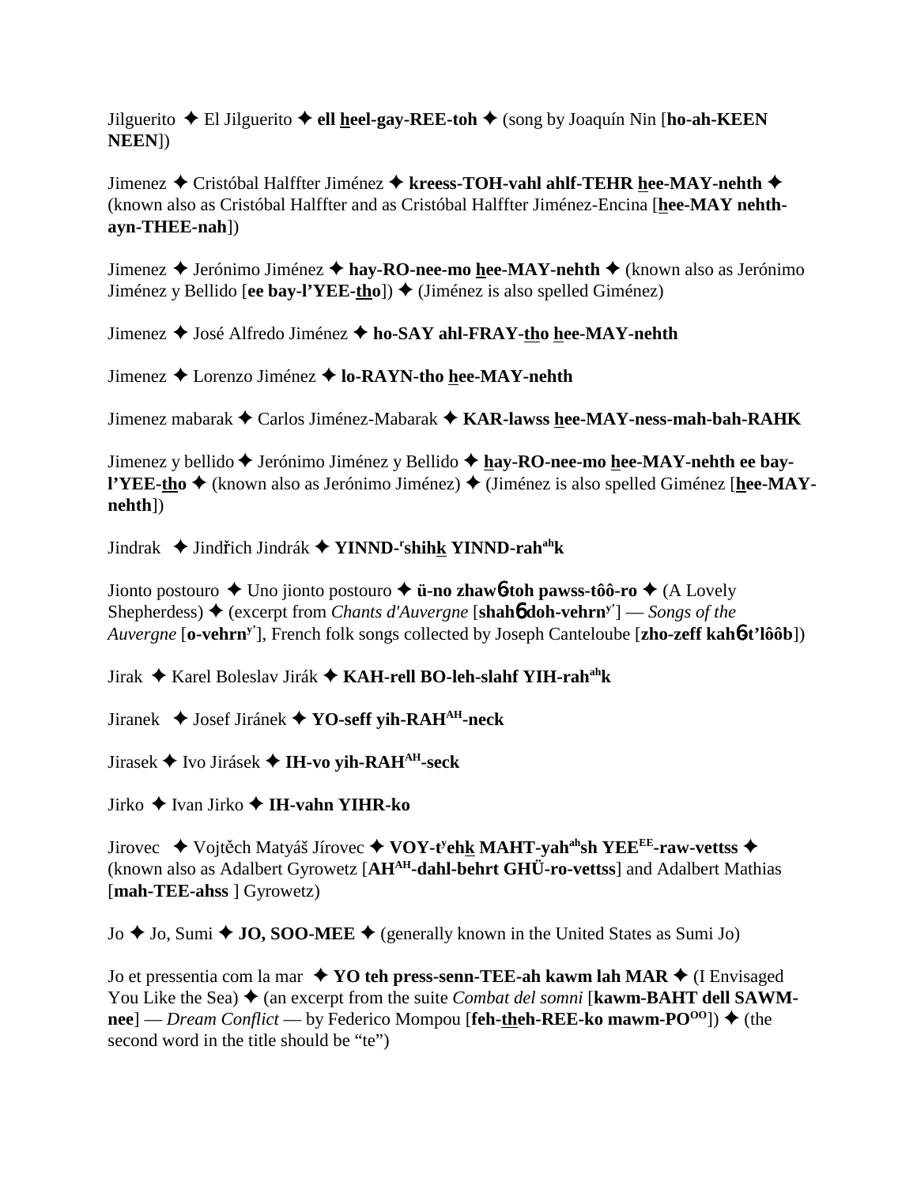Jilguerito ✦ El Jilguerito ✦ **ell <u>h</u>eel-gay-REE-toh** ✦ (song by Joaquín Nin [**ho-ah-KEEN NEEN**])

Jimenez ✦ Cristóbal Halffter Jiménez ✦ **kreess-TOH-vahl ahlf-TEHR <u>h</u>ee-MAY-nehth** ✦ (known also as Cristóbal Halffter and as Cristóbal Halffter Jiménez-Encina [**<u>h</u>ee-MAY nehth-ayn-THEE-nah**])

Jimenez ✦ Jerónimo Jiménez ✦ **hay-RO-nee-mo <u>h</u>ee-MAY-nehth** ✦ (known also as Jerónimo Jiménez y Bellido [**ee bay-l'YEE-<u>th</u>o**]) ✦ (Jiménez is also spelled Giménez)

Jimenez ✦ José Alfredo Jiménez ✦ **ho-SAY ahl-FRAY-<u>th</u>o <u>h</u>ee-MAY-nehth**

Jimenez ✦ Lorenzo Jiménez ✦ **lo-RAYN-tho <u>h</u>ee-MAY-nehth**

Jimenez mabarak ✦ Carlos Jiménez-Mabarak ✦ **KAR-lawss <u>h</u>ee-MAY-ness-mah-bah-RAHK**

Jimenez y bellido ✦ Jerónimo Jiménez y Bellido ✦ **<u>h</u>ay-RO-nee-mo <u>h</u>ee-MAY-nehth ee bay-l'YEE-<u>th</u>o** ✦ (known also as Jerónimo Jiménez) ✦ (Jiménez is also spelled Giménez [**<u>h</u>ee-MAY-nehth**])

Jindrak ✦ Jindřich Jindrák ✦ **YINND-[r]shih<u>k</u> YINND-rah[ah]k**

Jionto postouro ✦ Uno jionto postouro ✦ **ü-no zhawɓ-toh pawss-tôô-ro** ✦ (A Lovely Shepherdess) ✦ (excerpt from *Chants d'Auvergne* [**shahɓ doh-vehrn[y']**] — *Songs of the Auvergne* [**o-vehrn[y']**], French folk songs collected by Joseph Canteloube [**zho-zeff kahɓ-t'lôôb**])

Jirak ✦ Karel Boleslav Jirák ✦ **KAH-rell BO-leh-slahf YIH-rah[ah]k**

Jiranek ✦ Josef Jiránek ✦ **YO-seff yih-RAH[AH]-neck**

Jirasek ✦ Ivo Jirásek ✦ **IH-vo yih-RAH[AH]-seck**

Jirko ✦ Ivan Jirko ✦ **IH-vahn YIHR-ko**

Jirovec ✦ Vojtěch Matyáš Jírovec ✦ **VOY-t[y]eh<u>k</u> MAHT-yah[ah]sh YEE[EE]-raw-vettss** ✦ (known also as Adalbert Gyrowetz [**AH[AH]-dahl-behrt GHÜ-ro-vettss**] and Adalbert Mathias [**mah-TEE-ahss** ] Gyrowetz)

Jo ✦ Jo, Sumi ✦ **JO, SOO-MEE** ✦ (generally known in the United States as Sumi Jo)

Jo et pressentia com la mar ✦ **YO teh press-senn-TEE-ah kawm lah MAR** ✦ (I Envisaged You Like the Sea) ✦ (an excerpt from the suite *Combat del somni* [**kawm-BAHT dell SAWM-nee**] — *Dream Conflict* — by Federico Mompou [**feh-<u>th</u>eh-REE-ko mawm-PO[OO]**]) ✦ (the second word in the title should be "te")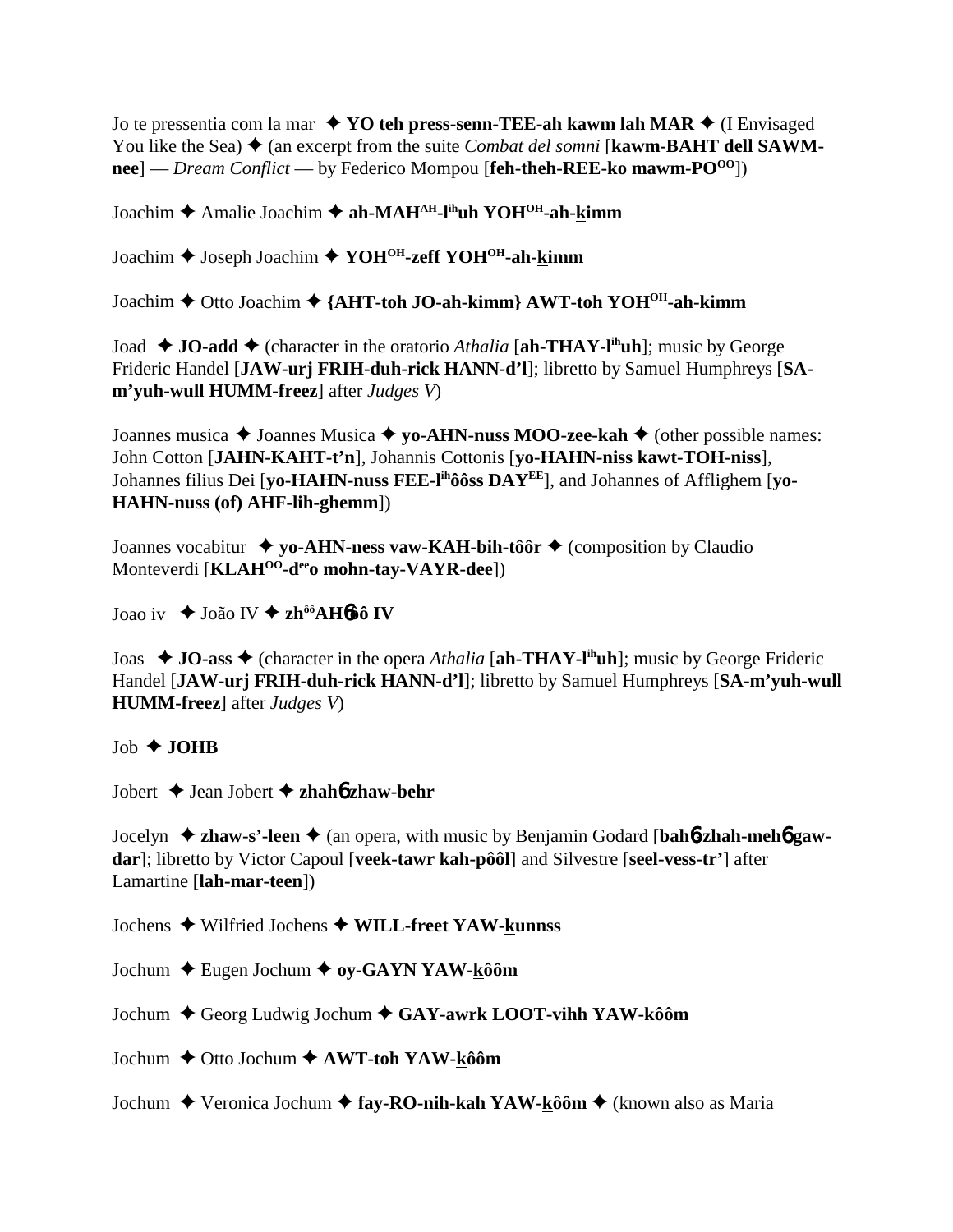Jo te pressentia com la mar ✦ **YO teh press-senn-TEE-ah kawm lah MAR** ✦ (I Envisaged You like the Sea) ✦ (an excerpt from the suite *Combat del somni* [**kawm-BAHT dell SAWM-nee**] — *Dream Conflict* — by Federico Mompou [**feh-theh-REE-ko mawm-POOO**])

Joachim ✦ Amalie Joachim ✦ **ah-MAHAH-lihuh YOHOH-ah-kimm**

Joachim ✦ Joseph Joachim ✦ **YOHOH-zeff YOHOH-ah-kimm**

Joachim ✦ Otto Joachim ✦ **{AHT-toh JO-ah-kimm} AWT-toh YOHOH-ah-kimm**

Joad ✦ **JO-add** ✦ (character in the oratorio *Athalia* [**ah-THAY-lihuh**]; music by George Frideric Handel [**JAW-urj FRIH-duh-rick HANN-d'l**]; libretto by Samuel Humphreys [**SA-m'yuh-wull HUMM-freez**] after *Judges V*)

Joannes musica ✦ Joannes Musica ✦ **yo-AHN-nuss MOO-zee-kah** ✦ (other possible names: John Cotton [**JAHN-KAHT-t'n**], Johannis Cottonis [**yo-HAHN-niss kawt-TOH-niss**], Johannes filius Dei [**yo-HAHN-nuss FEE-lihôôss DAYEE**], and Johannes of Afflighem [**yo-HAHN-nuss (of) AHF-lih-ghemm**])

Joannes vocabitur ✦ **yo-AHN-ness vaw-KAH-bih-tôôr** ✦ (composition by Claudio Monteverdi [**KLAHOO-deeo mohn-tay-VAYR-dee**])

Joao iv ✦ João IV ✦ **zhôôAHɓôô IV**

Joas ✦ **JO-ass** ✦ (character in the opera *Athalia* [**ah-THAY-lihuh**]; music by George Frideric Handel [**JAW-urj FRIH-duh-rick HANN-d'l**]; libretto by Samuel Humphreys [**SA-m'yuh-wull HUMM-freez**] after *Judges V*)

Job ✦ **JOHB**

Jobert ✦ Jean Jobert ✦ **zhahɓ zhaw-behr**

Jocelyn ✦ **zhaw-s'-leen** ✦ (an opera, with music by Benjamin Godard [**bahɓ-zhah-mehɓ gaw-dar**]; libretto by Victor Capoul [**veek-tawr kah-pôôl**] and Silvestre [**seel-vess-tr'**] after Lamartine [**lah-mar-teen**])

Jochens ✦ Wilfried Jochens ✦ **WILL-freet YAW-kunnss**

Jochum ✦ Eugen Jochum ✦ **oy-GAYN YAW-kôôm**

Jochum ✦ Georg Ludwig Jochum ✦ **GAY-awrk LOOT-vihh YAW-kôôm**

Jochum ✦ Otto Jochum ✦ **AWT-toh YAW-kôôm**

Jochum ✦ Veronica Jochum ✦ **fay-RO-nih-kah YAW-kôôm** ✦ (known also as Maria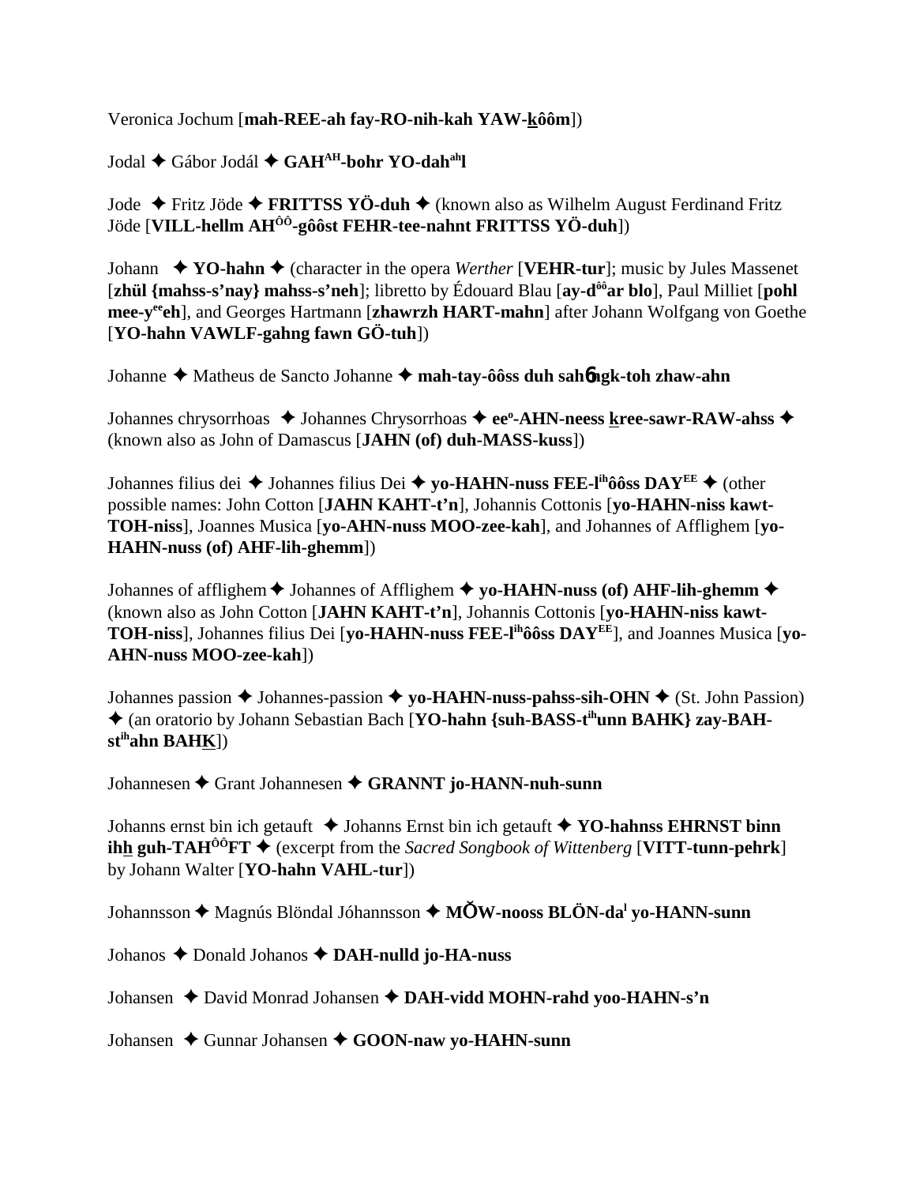Veronica Jochum [**mah-REE-ah fay-RO-nih-kah YAW-k̲ôôm**])

Jodal ✦ Gábor Jodál ✦ **GAH$^{AH}$-bohr YO-dah$^{ah}$l**

Jode ✦ Fritz Jöde ✦ **FRITTSS YÖ-duh** ✦ (known also as Wilhelm August Ferdinand Fritz Jöde [**VILL-hellm AH$^{ÔÔ}$-gôôst FEHR-tee-nahnt FRITTSS YÖ-duh**])

Johann ✦ **YO-hahn** ✦ (character in the opera *Werther* [**VEHR-tur**]; music by Jules Massenet [**zhül {mahss-s'nay} mahss-s'neh**]; libretto by Édouard Blau [**ay-d$^{ôô}$ar blo**], Paul Milliet [**pohl mee-y$^{ee}$eh**], and Georges Hartmann [**zhawrzh HART-mahn**] after Johann Wolfgang von Goethe [**YO-hahn VAWLF-gahng fawn GÖ-tuh**])

Johanne ✦ Matheus de Sancto Johanne ✦ **mah-tay-ôôss duh sahɲngk-toh zhaw-ahn**

Johannes chrysorrhoas ✦ Johannes Chrysorrhoas ✦ **ee$^{o}$-AHN-neess k̲ree-sawr-RAW-ahss** ✦ (known also as John of Damascus [**JAHN (of) duh-MASS-kuss**])

Johannes filius dei ✦ Johannes filius Dei ✦ **yo-HAHN-nuss FEE-l$^{ih}$ôôss DAY$^{EE}$** ✦ (other possible names: John Cotton [**JAHN KAHT-t'n**], Johannis Cottonis [**yo-HAHN-niss kawt-TOH-niss**], Joannes Musica [**yo-AHN-nuss MOO-zee-kah**], and Johannes of Afflighem [**yo-HAHN-nuss (of) AHF-lih-ghemm**])

Johannes of afflighem ✦ Johannes of Afflighem ✦ **yo-HAHN-nuss (of) AHF-lih-ghemm** ✦ (known also as John Cotton [**JAHN KAHT-t'n**], Johannis Cottonis [**yo-HAHN-niss kawt-TOH-niss**], Johannes filius Dei [**yo-HAHN-nuss FEE-l$^{ih}$ôôss DAY$^{EE}$**], and Joannes Musica [**yo-AHN-nuss MOO-zee-kah**])

Johannes passion ✦ Johannes-passion ✦ **yo-HAHN-nuss-pahss-sih-OHN** ✦ (St. John Passion) ✦ (an oratorio by Johann Sebastian Bach [**YO-hahn {suh-BASS-t$^{ih}$unn BAHK} zay-BAH-st$^{ih}$ahn BAHK̲**])

Johannesen ✦ Grant Johannesen ✦ **GRANNT jo-HANN-nuh-sunn**

Johanns ernst bin ich getauft ✦ Johanns Ernst bin ich getauft ✦ **YO-hahnss EHRNST binn ihh̲ guh-TAH$^{ÔÔ}$FT** ✦ (excerpt from the *Sacred Songbook of Wittenberg* [**VITT-tunn-pehrk**] by Johann Walter [**YO-hahn VAHL-tur**])

Johannsson ✦ Magnús Blöndal Jóhannsson ✦ **MŎW-nooss BLÖN-da$^{l}$ yo-HANN-sunn**

Johanos ✦ Donald Johanos ✦ **DAH-nulld jo-HA-nuss**

Johansen ✦ David Monrad Johansen ✦ **DAH-vidd MOHN-rahd yoo-HAHN-s'n**

Johansen ✦ Gunnar Johansen ✦ **GOON-naw yo-HAHN-sunn**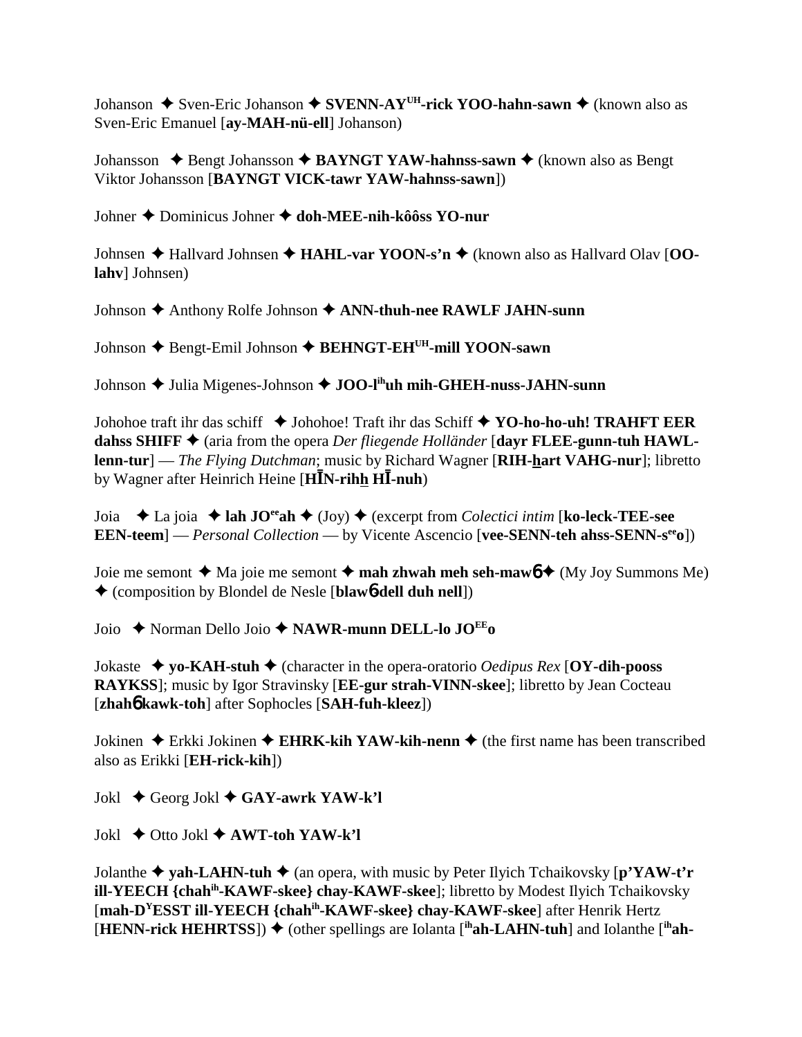Johanson ✦ Sven-Eric Johanson ✦ **SVENN-AY^UH-rick YOO-hahn-sawn** ✦ (known also as Sven-Eric Emanuel [**ay-MAH-nü-ell**] Johanson)

Johansson ✦ Bengt Johansson ✦ **BAYNGT YAW-hahnss-sawn** ✦ (known also as Bengt Viktor Johansson [**BAYNGT VICK-tawr YAW-hahnss-sawn**])

Johner ✦ Dominicus Johner ✦ **doh-MEE-nih-kôôss YO-nur**

Johnsen ✦ Hallvard Johnsen ✦ **HAHL-var YOON-s'n** ✦ (known also as Hallvard Olav [**OO-lahv**] Johnsen)

Johnson ✦ Anthony Rolfe Johnson ✦ **ANN-thuh-nee RAWLF JAHN-sunn**

Johnson ✦ Bengt-Emil Johnson ✦ **BEHNGT-EH^UH-mill YOON-sawn**

Johnson ✦ Julia Migenes-Johnson ✦ **JOO-l^ih uh mih-GHEH-nuss-JAHN-sunn**

Johohoe traft ihr das schiff ✦ Johohoe! Traft ihr das Schiff ✦ **YO-ho-ho-uh! TRAHFT EER dahss SHIFF** ✦ (aria from the opera *Der fliegende Holländer* [**dayr FLEE-gunn-tuh HAWL-lenn-tur**] — *The Flying Dutchman*; music by Richard Wagner [**RIH-hart VAHG-nur**]; libretto by Wagner after Heinrich Heine [**HĪN-rihh HĪ-nuh**)

Joia ✦ La joia ✦ **lah JO^ee ah** ✦ (Joy) ✦ (excerpt from *Colectici intim* [**ko-leck-TEE-see EEN-teem**] — *Personal Collection* — by Vicente Ascencio [**vee-SENN-teh ahss-SENN-s^ee o**])

Joie me semont ✦ Ma joie me semont ✦ **mah zhwah meh seh-mawɓ** ✦ (My Joy Summons Me) ✦ (composition by Blondel de Nesle [**blawɓ-dell duh nell**])

Joio ✦ Norman Dello Joio ✦ **NAWR-munn DELL-lo JO^EE o**

Jokaste ✦ **yo-KAH-stuh** ✦ (character in the opera-oratorio *Oedipus Rex* [**OY-dih-pooss RAYKSS**]; music by Igor Stravinsky [**EE-gur strah-VINN-skee**]; libretto by Jean Cocteau [**zhahɓ kawk-toh**] after Sophocles [**SAH-fuh-kleez**])

Jokinen ✦ Erkki Jokinen ✦ **EHRK-kih YAW-kih-nenn** ✦ (the first name has been transcribed also as Erikki [**EH-rick-kih**])

Jokl ✦ Georg Jokl ✦ **GAY-awrk YAW-k'l**

Jokl ✦ Otto Jokl ✦ **AWT-toh YAW-k'l**

Jolanthe ✦ **yah-LAHN-tuh** ✦ (an opera, with music by Peter Ilyich Tchaikovsky [**p'YAW-t'r ill-YEECH {chah^ih-KAWF-skee} chay-KAWF-skee**]; libretto by Modest Ilyich Tchaikovsky [**mah-D^Y ESST ill-YEECH {chah^ih-KAWF-skee} chay-KAWF-skee**] after Henrik Hertz [**HENN-rick HEHRTSS**]) ✦ (other spellings are Iolanta [**^ih ah-LAHN-tuh**] and Iolanthe [**^ih ah-**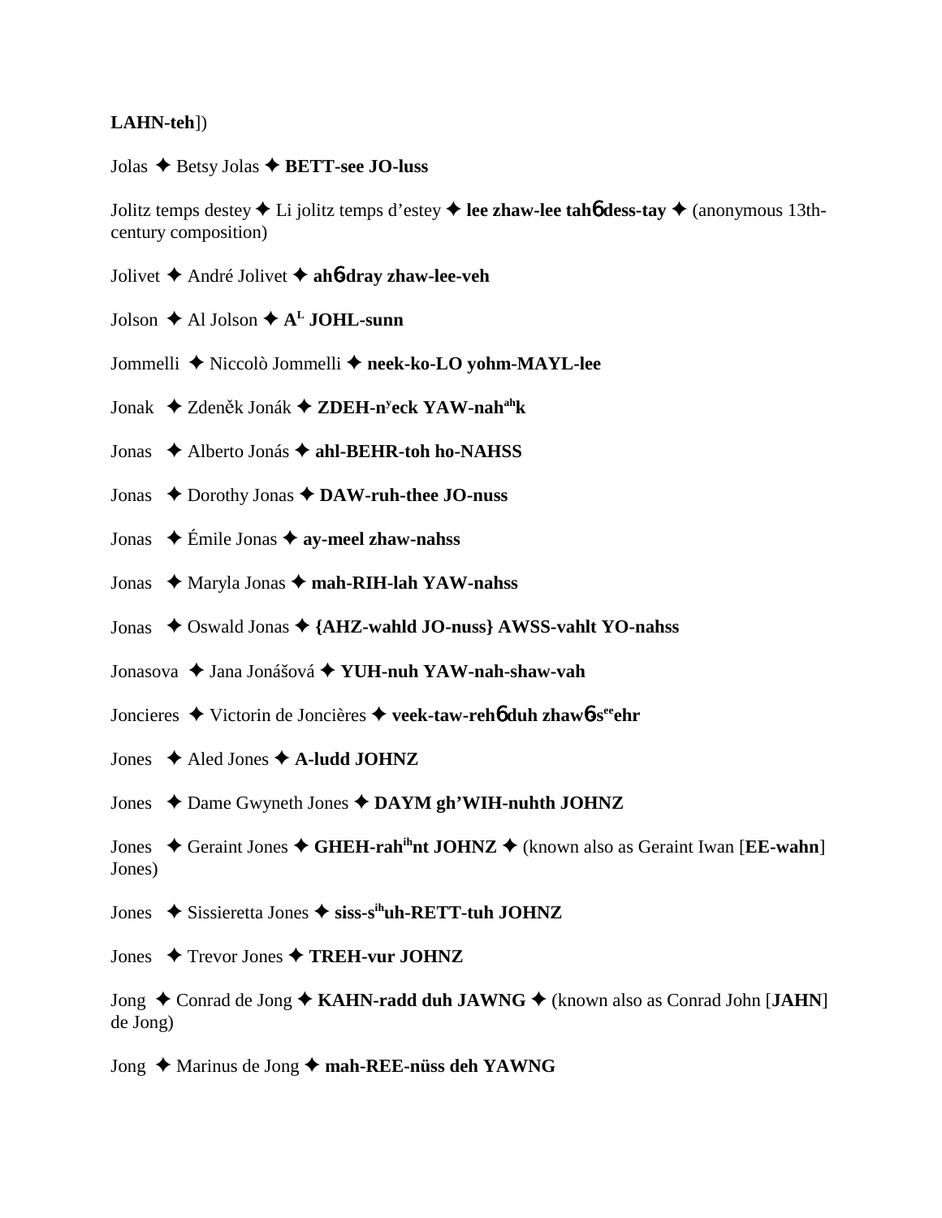**LAHN-teh**])

Jolas ✦ Betsy Jolas ✦ **BETT-see JO-luss**

Jolitz temps destey ✦ Li jolitz temps d'estey ✦ **lee zhaw-lee tahɓ dess-tay** ✦ (anonymous 13th-century composition)

Jolivet ✦ André Jolivet ✦ **ahɓ-dray zhaw-lee-veh**

Jolson ✦ Al Jolson ✦ **A**[L] **JOHL-sunn**

Jommelli ✦ Niccolò Jommelli ✦ **neek-ko-LO yohm-MAYL-lee**

Jonak ✦ Zdeněk Jonák ✦ **ZDEH-n**[y]**eck YAW-nah**[ah]**k**

Jonas ✦ Alberto Jonás ✦ **ahl-BEHR-toh ho-NAHSS**

Jonas ✦ Dorothy Jonas ✦ **DAW-ruh-thee JO-nuss**

Jonas ✦ Émile Jonas ✦ **ay-meel zhaw-nahss**

Jonas ✦ Maryla Jonas ✦ **mah-RIH-lah YAW-nahss**

Jonas ✦ Oswald Jonas ✦ **{AHZ-wahld JO-nuss} AWSS-vahlt YO-nahss**

Jonasova ✦ Jana Jonášová ✦ **YUH-nuh YAW-nah-shaw-vah**

Joncieres ✦ Victorin de Joncières ✦ **veek-taw-rehɓ duh zhawɓ-s**[ee]**ehr**

Jones ✦ Aled Jones ✦ **A-ludd JOHNZ**

Jones ✦ Dame Gwyneth Jones ✦ **DAYM gh'WIH-nuhth JOHNZ**

Jones ✦ Geraint Jones ✦ **GHEH-rah**[ih]**nt JOHNZ** ✦ (known also as Geraint Iwan [**EE-wahn**] Jones)

Jones ✦ Sissieretta Jones ✦ **siss-s**[ih]**uh-RETT-tuh JOHNZ**

Jones ✦ Trevor Jones ✦ **TREH-vur JOHNZ**

Jong ✦ Conrad de Jong ✦ **KAHN-radd duh JAWNG** ✦ (known also as Conrad John [**JAHN**] de Jong)

Jong ✦ Marinus de Jong ✦ **mah-REE-nüss deh YAWNG**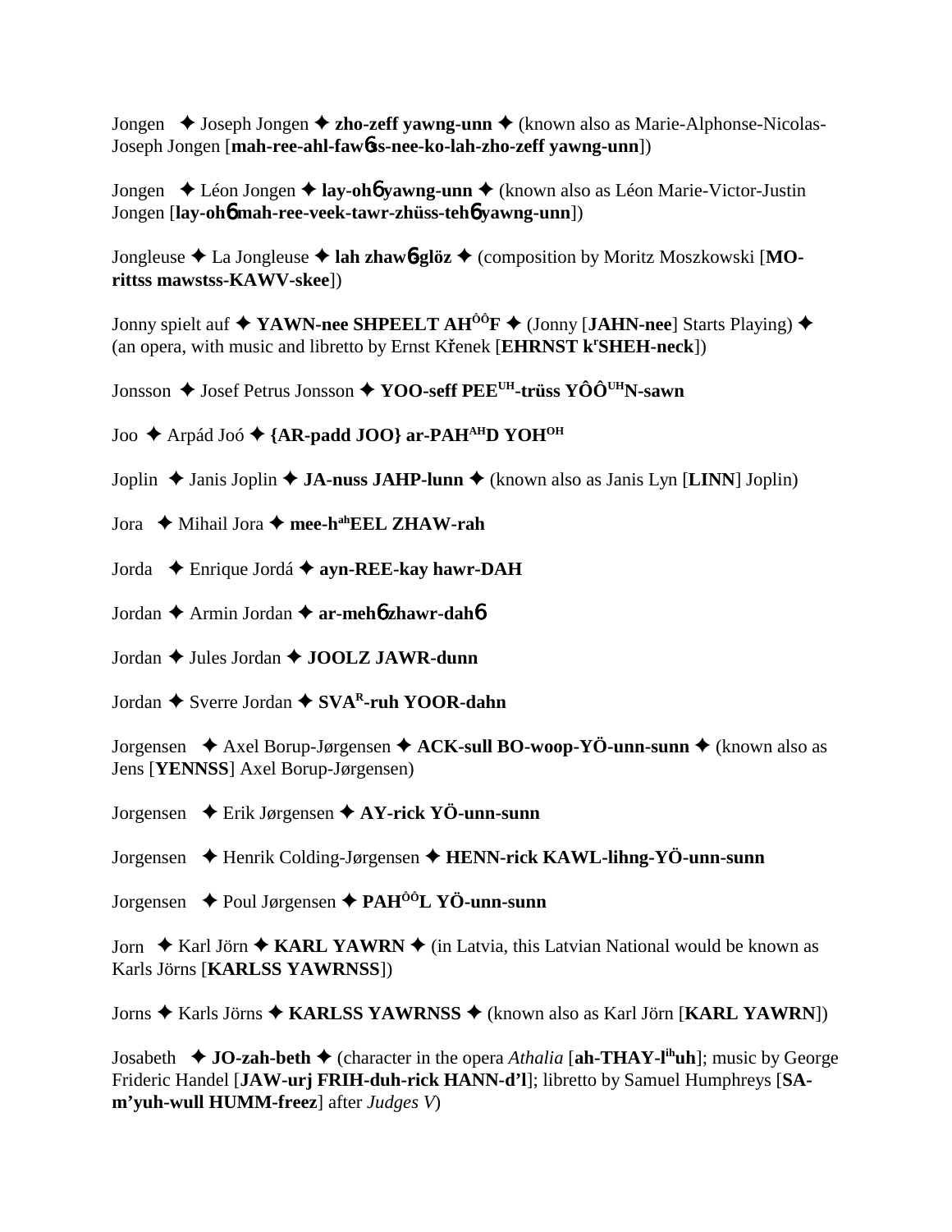Jongen ✦ Joseph Jongen ✦ **zho-zeff yawng-unn** ✦ (known also as Marie-Alphonse-Nicolas-Joseph Jongen [**mah-ree-ahl-faw6ss-nee-ko-lah-zho-zeff yawng-unn**])

Jongen ✦ Léon Jongen ✦ **lay-oh6 yawng-unn** ✦ (known also as Léon Marie-Victor-Justin Jongen [**lay-oh6 mah-ree-veek-tawr-zhüss-teh6 yawng-unn**])

Jongleuse ✦ La Jongleuse ✦ **lah zhaw6-glöz** ✦ (composition by Moritz Moszkowski [**MO-rittss mawstss-KAWV-skee**])

Jonny spielt auf ✦ **YAWN-nee SHPEELT AH$^{ÔÔ}$F** ✦ (Jonny [**JAHN-nee**] Starts Playing) ✦ (an opera, with music and libretto by Ernst Křenek [**EHRNST k$^{r}$SHEH-neck**])

Jonsson ✦ Josef Petrus Jonsson ✦ **YOO-seff PEE$^{UH}$-trüss YÔÔ$^{UH}$N-sawn**

Joo ✦ Arpád Joó ✦ **{AR-padd JOO} ar-PAH$^{AH}$D YOH$^{OH}$**

Joplin ✦ Janis Joplin ✦ **JA-nuss JAHP-lunn** ✦ (known also as Janis Lyn [**LINN**] Joplin)

Jora ✦ Mihail Jora ✦ **mee-h$^{ah}$EEL ZHAW-rah**

Jorda ✦ Enrique Jordá ✦ **ayn-REE-kay hawr-DAH**

Jordan ✦ Armin Jordan ✦ **ar-meh6 zhawr-dah6**

Jordan ✦ Jules Jordan ✦ **JOOLZ JAWR-dunn**

Jordan ✦ Sverre Jordan ✦ **SVA$^{R}$-ruh YOOR-dahn**

Jorgensen ✦ Axel Borup-Jørgensen ✦ **ACK-sull BO-woop-YÖ-unn-sunn** ✦ (known also as Jens [**YENNSS**] Axel Borup-Jørgensen)

Jorgensen ✦ Erik Jørgensen ✦ **AY-rick YÖ-unn-sunn**

Jorgensen ✦ Henrik Colding-Jørgensen ✦ **HENN-rick KAWL-lihng-YÖ-unn-sunn**

Jorgensen ✦ Poul Jørgensen ✦ **PAH$^{ÔÔ}$L YÖ-unn-sunn**

Jorn ✦ Karl Jörn ✦ **KARL YAWRN** ✦ (in Latvia, this Latvian National would be known as Karls Jörns [**KARLSS YAWRNSS**])

Jorns ✦ Karls Jörns ✦ **KARLSS YAWRNSS** ✦ (known also as Karl Jörn [**KARL YAWRN**])

Josabeth ✦ **JO-zah-beth** ✦ (character in the opera *Athalia* [**ah-THAY-l$^{ih}$uh**]; music by George Frideric Handel [**JAW-urj FRIH-duh-rick HANN-d'l**]; libretto by Samuel Humphreys [**SA-m'yuh-wull HUMM-freez**] after *Judges V*)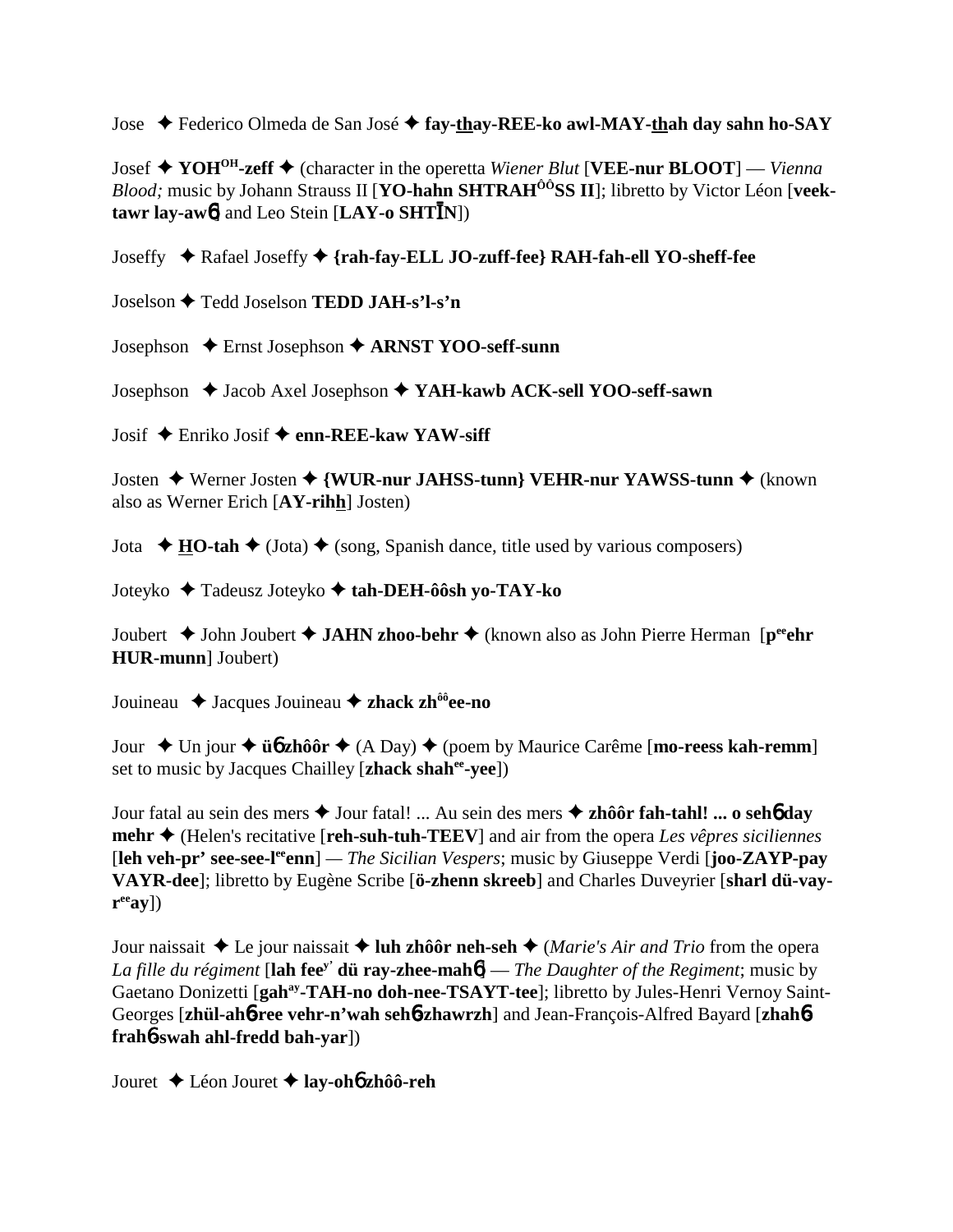Jose ✦ Federico Olmeda de San José ✦ **fay-thay-REE-ko awl-MAY-thah day sahn ho-SAY**

Josef ✦ **YOH[OH]-zeff** ✦ (character in the operetta *Wiener Blut* [**VEE-nur BLOOT**] — *Vienna Blood;* music by Johann Strauss II [**YO-hahn SHTRAH[ÔÔ]SS II**]; libretto by Victor Léon [**veek-tawr lay-awɓ**] and Leo Stein [**LAY-o SHTĪN**])

Joseffy ✦ Rafael Joseffy ✦ **{rah-fay-ELL JO-zuff-fee} RAH-fah-ell YO-sheff-fee**

Joselson ✦ Tedd Joselson **TEDD JAH-s'l-s'n**

Josephson ✦ Ernst Josephson ✦ **ARNST YOO-seff-sunn**

Josephson ✦ Jacob Axel Josephson ✦ **YAH-kawb ACK-sell YOO-seff-sawn**

Josif ✦ Enriko Josif ✦ **enn-REE-kaw YAW-siff**

Josten ✦ Werner Josten ✦ **{WUR-nur JAHSS-tunn} VEHR-nur YAWSS-tunn** ✦ (known also as Werner Erich [**AY-rihh**] Josten)

Jota ✦ **HO-tah** ✦ (Jota) ✦ (song, Spanish dance, title used by various composers)

Joteyko ✦ Tadeusz Joteyko ✦ **tah-DEH-ôôsh yo-TAY-ko**

Joubert ✦ John Joubert ✦ **JAHN zhoo-behr** ✦ (known also as John Pierre Herman [**p[ee]ehr HUR-munn**] Joubert)

Jouineau ✦ Jacques Jouineau ✦ **zhack zh[ôô]ee-no**

Jour ✦ Un jour ✦ **üɓ zhôôr** ✦ (A Day) ✦ (poem by Maurice Carême [**mo-reess kah-remm**] set to music by Jacques Chailley [**zhack shah[ee]-yee**])

Jour fatal au sein des mers ✦ Jour fatal! ... Au sein des mers ✦ **zhôôr fah-tahl! ... o sehɓ day mehr** ✦ (Helen's recitative [**reh-suh-tuh-TEEV**] and air from the opera *Les vêpres siciliennes* [**leh veh-pr' see-see-l[ee]enn**] — *The Sicilian Vespers*; music by Giuseppe Verdi [**joo-ZAYP-pay VAYR-dee**]; libretto by Eugène Scribe [**ö-zhenn skreeb**] and Charles Duveyrier [**sharl dü-vay-r[ee]ay**])

Jour naissait ✦ Le jour naissait ✦ **luh zhôôr neh-seh** ✦ (*Marie's Air and Trio* from the opera *La fille du régiment* [**lah fee[y'] dü ray-zhee-mahɓ**] — *The Daughter of the Regiment*; music by Gaetano Donizetti [**gah[ay]-TAH-no doh-nee-TSAYT-tee**]; libretto by Jules-Henri Vernoy Saint-Georges [**zhül-ahɓ-ree vehr-n'wah sehɓ-zhawrzh**] and Jean-François-Alfred Bayard [**zhahɓ-frahɓ-swah ahl-fredd bah-yar**])

Jouret ✦ Léon Jouret ✦ **lay-ohɓ zhôô-reh**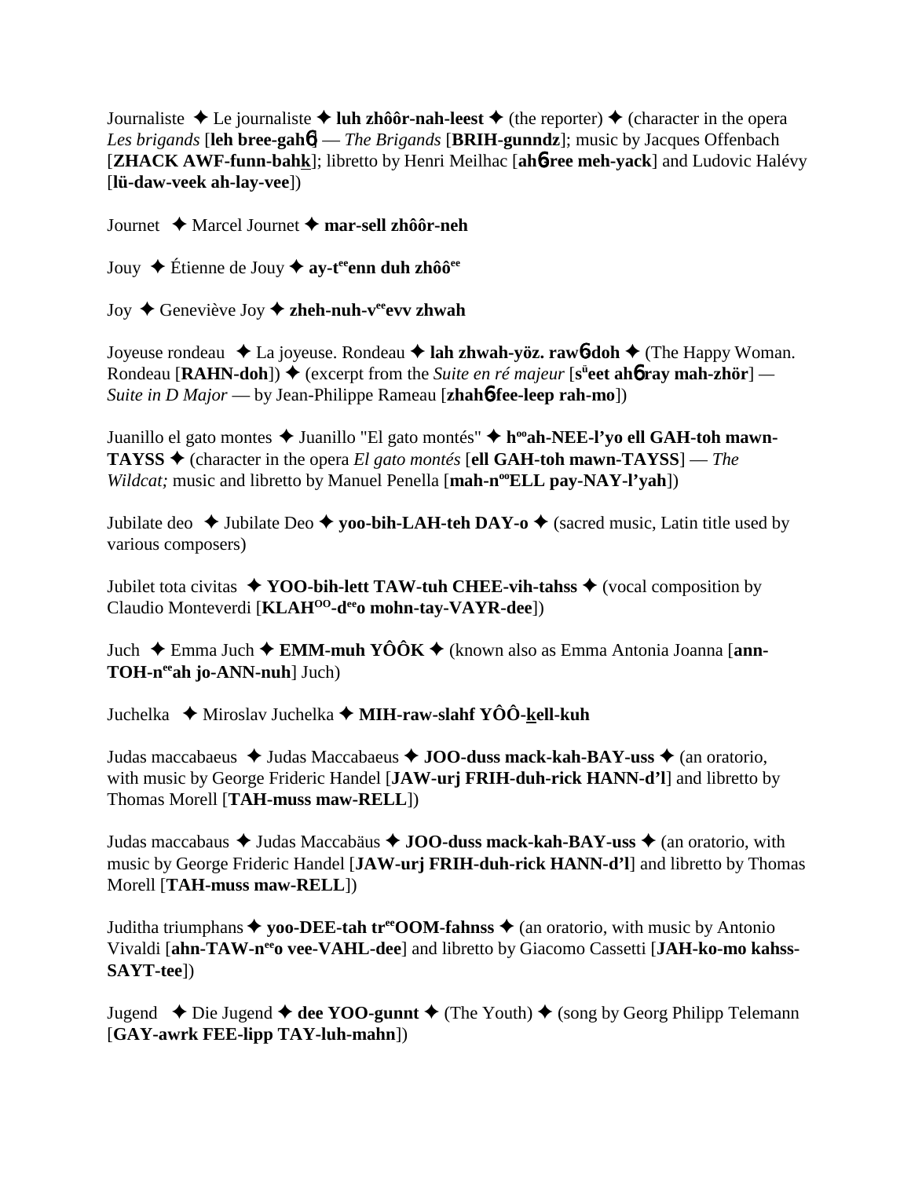Journaliste ✦ Le journaliste ✦ **luh zhôôr-nah-leest** ✦ (the reporter) ✦ (character in the opera *Les brigands* [**leh bree-gah6**] — *The Brigands* [**BRIH-gunndz**]; music by Jacques Offenbach [**ZHACK AWF-funn-bahk**]; libretto by Henri Meilhac [**ah6-ree meh-yack**] and Ludovic Halévy [**lü-daw-veek ah-lay-vee**])

Journet ✦ Marcel Journet ✦ **mar-sell zhôôr-neh**

Jouy ✦ Étienne de Jouy ✦ **ay-t[ee]enn duh zhôô[ee]**

Joy ✦ Geneviève Joy ✦ **zheh-nuh-v[ee]evv zhwah**

Joyeuse rondeau ✦ La joyeuse. Rondeau ✦ **lah zhwah-yöz. raw6-doh** ✦ (The Happy Woman. Rondeau [**RAHN-doh**]) ✦ (excerpt from the *Suite en ré majeur* [**s[ü]eet ah6 ray mah-zhör**] — *Suite in D Major* — by Jean-Philippe Rameau [**zhah6-fee-leep rah-mo**])

Juanillo el gato montes ✦ Juanillo "El gato montés" ✦ **h[oo]ah-NEE-l'yo ell GAH-toh mawn-TAYSS** ✦ (character in the opera *El gato montés* [**ell GAH-toh mawn-TAYSS**] — *The Wildcat;* music and libretto by Manuel Penella [**mah-n[oo]ELL pay-NAY-l'yah**])

Jubilate deo ✦ Jubilate Deo ✦ **yoo-bih-LAH-teh DAY-o** ✦ (sacred music, Latin title used by various composers)

Jubilet tota civitas ✦ **YOO-bih-lett TAW-tuh CHEE-vih-tahss** ✦ (vocal composition by Claudio Monteverdi [**KLAH[OO]-d[ee]o mohn-tay-VAYR-dee**])

Juch ✦ Emma Juch ✦ **EMM-muh YÔÔK** ✦ (known also as Emma Antonia Joanna [**ann-TOH-n[ee]ah jo-ANN-nuh**] Juch)

Juchelka ✦ Miroslav Juchelka ✦ **MIH-raw-slahf YÔÔ-kell-kuh**

Judas maccabaeus ✦ Judas Maccabaeus ✦ **JOO-duss mack-kah-BAY-uss** ✦ (an oratorio, with music by George Frideric Handel [**JAW-urj FRIH-duh-rick HANN-d'l**] and libretto by Thomas Morell [**TAH-muss maw-RELL**])

Judas maccabaus ✦ Judas Maccabäus ✦ **JOO-duss mack-kah-BAY-uss** ✦ (an oratorio, with music by George Frideric Handel [**JAW-urj FRIH-duh-rick HANN-d'l**] and libretto by Thomas Morell [**TAH-muss maw-RELL**])

Juditha triumphans ✦ **yoo-DEE-tah tr[ee]OOM-fahnss** ✦ (an oratorio, with music by Antonio Vivaldi [**ahn-TAW-n[ee]o vee-VAHL-dee**] and libretto by Giacomo Cassetti [**JAH-ko-mo kahss-SAYT-tee**])

Jugend ✦ Die Jugend ✦ **dee YOO-gunnt** ✦ (The Youth) ✦ (song by Georg Philipp Telemann [**GAY-awrk FEE-lipp TAY-luh-mahn**])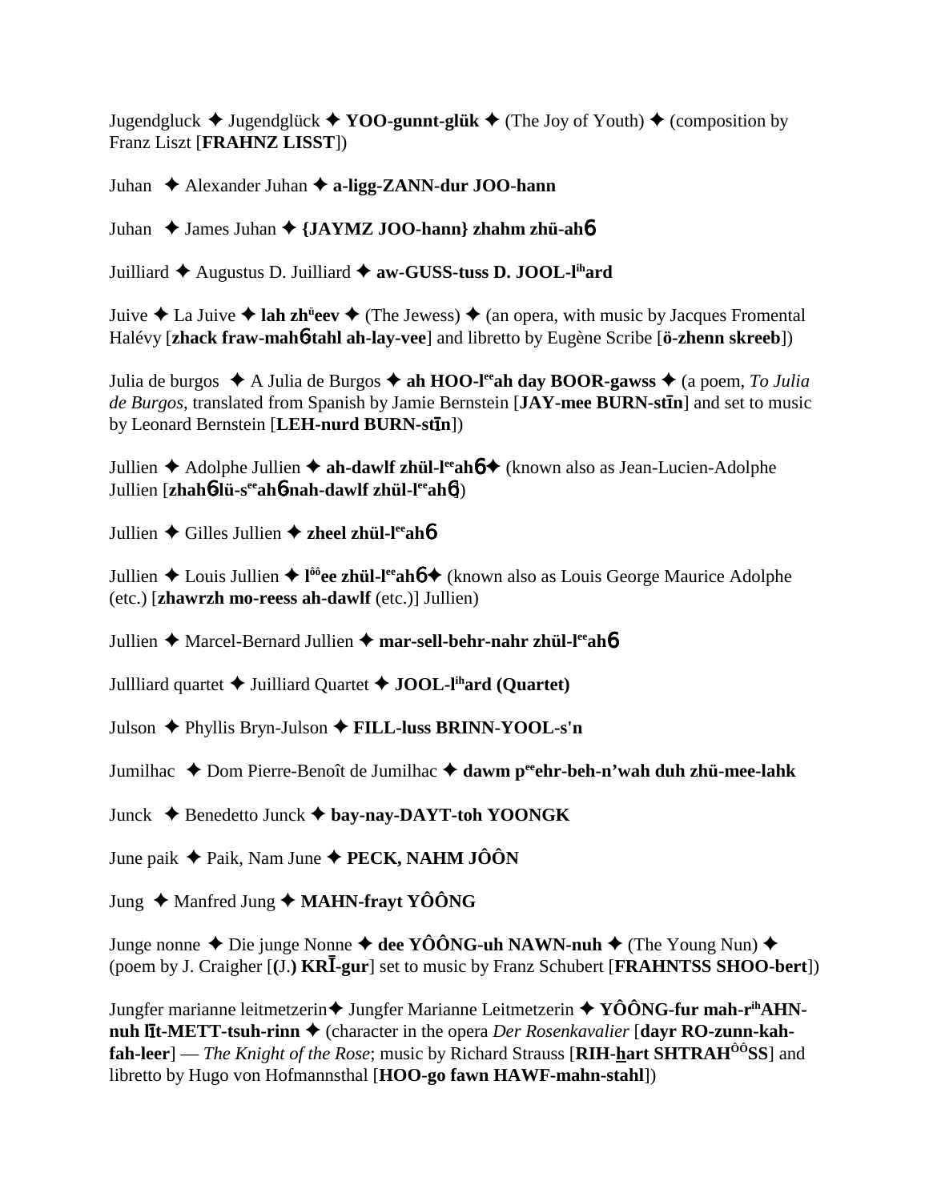Jugendgluck ✦ Jugendglück ✦ **YOO-gunnt-glük** ✦ (The Joy of Youth) ✦ (composition by Franz Liszt [**FRAHNZ LISST**])

Juhan ✦ Alexander Juhan ✦ **a-ligg-ZANN-dur JOO-hann**

Juhan ✦ James Juhan ✦ **{JAYMZ JOO-hann} zhahm zhü-ah**6

Juilliard ✦ Augustus D. Juilliard ✦ **aw-GUSS-tuss D. JOOL-l[ih]ard**

Juive ✦ La Juive ✦ **lah zh[ü]eev** ✦ (The Jewess) ✦ (an opera, with music by Jacques Fromental Halévy [**zhack fraw-mah**6**-tahl ah-lay-vee**] and libretto by Eugène Scribe [**ö-zhenn skreeb**])

Julia de burgos ✦ A Julia de Burgos ✦ **ah HOO-l[ee]ah day BOOR-gawss** ✦ (a poem, *To Julia de Burgos*, translated from Spanish by Jamie Bernstein [**JAY-mee BURN-stīn**] and set to music by Leonard Bernstein [**LEH-nurd BURN-stīn**])

Jullien ✦ Adolphe Jullien ✦ **ah-dawlf zhül-l[ee]ah**6 ✦ (known also as Jean-Lucien-Adolphe Jullien [**zhah**6**-lü-s[ee]ah**6**-nah-dawlf zhül-l[ee]ah**6])

Jullien ✦ Gilles Jullien ✦ **zheel zhül-l[ee]ah**6

Jullien ✦ Louis Jullien ✦ **l[ôô]ee zhül-l[ee]ah**6 ✦ (known also as Louis George Maurice Adolphe (etc.) [**zhawrzh mo-reess ah-dawlf** (etc.)] Jullien)

Jullien ✦ Marcel-Bernard Jullien ✦ **mar-sell-behr-nahr zhül-l[ee]ah**6

Jullliard quartet ✦ Juilliard Quartet ✦ **JOOL-l[ih]ard (Quartet)**

Julson ✦ Phyllis Bryn-Julson ✦ **FILL-luss BRINN-YOOL-s'n**

Jumilhac ✦ Dom Pierre-Benoît de Jumilhac ✦ **dawm p[ee]ehr-beh-n'wah duh zhü-mee-lahk**

Junck ✦ Benedetto Junck ✦ **bay-nay-DAYT-toh YOONGK**

June paik ✦ Paik, Nam June ✦ **PECK, NAHM JÔÔN**

Jung ✦ Manfred Jung ✦ **MAHN-frayt YÔÔNG**

Junge nonne ✦ Die junge Nonne ✦ **dee YÔÔNG-uh NAWN-nuh** ✦ (The Young Nun) ✦ (poem by J. Craigher [**(J.) KRĪ-gur**] set to music by Franz Schubert [**FRAHNTSS SHOO-bert**])

Jungfer marianne leitmetzerin ✦ Jungfer Marianne Leitmetzerin ✦ **YÔÔNG-fur mah-r[ih]AHN-nuh līt-METT-tsuh-rinn** ✦ (character in the opera *Der Rosenkavalier* [**dayr RO-zunn-kah-fah-leer**] — *The Knight of the Rose*; music by Richard Strauss [**RIH-hart SHTRAH[ÔÔ]SS**] and libretto by Hugo von Hofmannsthal [**HOO-go fawn HAWF-mahn-stahl**])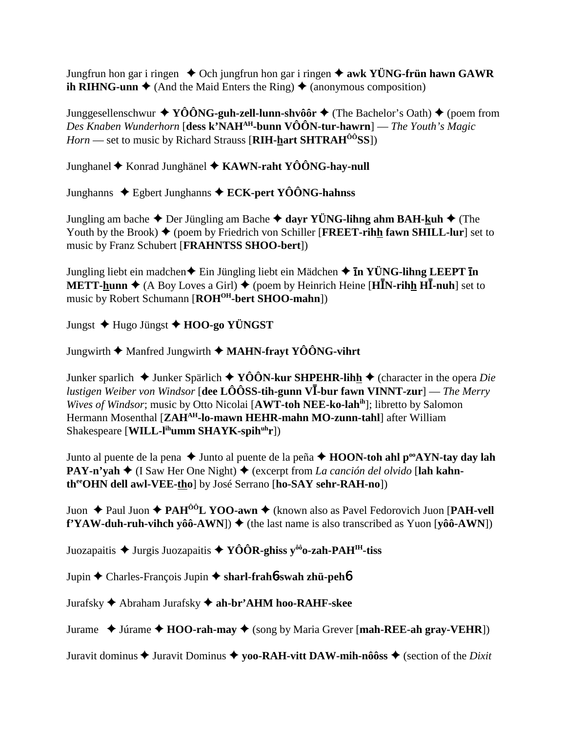Jungfrun hon gar i ringen ✦ Och jungfrun hon gar i ringen ✦ **awk YÜNG-frün hawn GAWR ih RIHNG-unn** ✦ (And the Maid Enters the Ring) ✦ (anonymous composition)

Junggesellenschwur ✦ **YÔÔNG-guh-zell-lunn-shvôôr** ✦ (The Bachelor's Oath) ✦ (poem from *Des Knaben Wunderhorn* [**dess k'NAH[AH]-bunn VÔÔN-tur-hawrn**] — *The Youth's Magic Horn* — set to music by Richard Strauss [**RIH-hart SHTRAH[ÔÔ]SS**])

Junghanel ✦ Konrad Junghänel ✦ **KAWN-raht YÔÔNG-hay-null**

Junghanns ✦ Egbert Junghanns ✦ **ECK-pert YÔÔNG-hahnss**

Jungling am bache ✦ Der Jüngling am Bache ✦ **dayr YÜNG-lihng ahm BAH-kuh** ✦ (The Youth by the Brook) ✦ (poem by Friedrich von Schiller [**FREET-rihh fawn SHILL-lur**] set to music by Franz Schubert [**FRAHNTSS SHOO-bert**])

Jungling liebt ein madchen✦ Ein Jüngling liebt ein Mädchen ✦ **īn YÜNG-lihng LEEPT īn METT-hunn** ✦ (A Boy Loves a Girl) ✦ (poem by Heinrich Heine [**HĪN-rihh HĪ-nuh**] set to music by Robert Schumann [**ROH[OH]-bert SHOO-mahn**])

Jungst ✦ Hugo Jüngst ✦ **HOO-go YÜNGST**

Jungwirth ✦ Manfred Jungwirth ✦ **MAHN-frayt YÔÔNG-vihrt**

Junker sparlich ✦ Junker Spärlich ✦ **YÔÔN-kur SHPEHR-lihh** ✦ (character in the opera *Die lustigen Weiber von Windsor* [**dee LÔÔSS-tih-gunn VĪ-bur fawn VINNT-zur**] — *The Merry Wives of Windsor*; music by Otto Nicolai [**AWT-toh NEE-ko-lah[ih]**]; libretto by Salomon Hermann Mosenthal [**ZAH[AH]-lo-mawn HEHR-mahn MO-zunn-tahl**] after William Shakespeare [**WILL-l[ih]umm SHAYK-spih[uh]r**])

Junto al puente de la pena ✦ Junto al puente de la peña ✦ **HOON-toh ahl p[oo]AYN-tay day lah PAY-n'yah** ✦ (I Saw Her One Night) ✦ (excerpt from *La canción del olvido* [**lah kahn-th[ee]OHN dell awl-VEE-tho**] by José Serrano [**ho-SAY sehr-RAH-no**])

Juon ✦ Paul Juon ✦ **PAH[ÔÔ]L YOO-awn** ✦ (known also as Pavel Fedorovich Juon [**PAH-vell f'YAW-duh-ruh-vihch yôô-AWN**]) ✦ (the last name is also transcribed as Yuon [**yôô-AWN**])

Juozapaitis ✦ Jurgis Juozapaitis ✦ **YÔÔR-ghiss y[ôô]o-zah-PAH[IH]-tiss**

Jupin ✦ Charles-François Jupin ✦ **sharl-frahɓ-swah zhü-pehɓ**

Jurafsky ✦ Abraham Jurafsky ✦ **ah-br'AHM hoo-RAHF-skee**

Jurame ✦ Júrame ✦ **HOO-rah-may** ✦ (song by Maria Grever [**mah-REE-ah gray-VEHR**])

Juravit dominus ✦ Juravit Dominus ✦ **yoo-RAH-vitt DAW-mih-nôôss** ✦ (section of the *Dixit*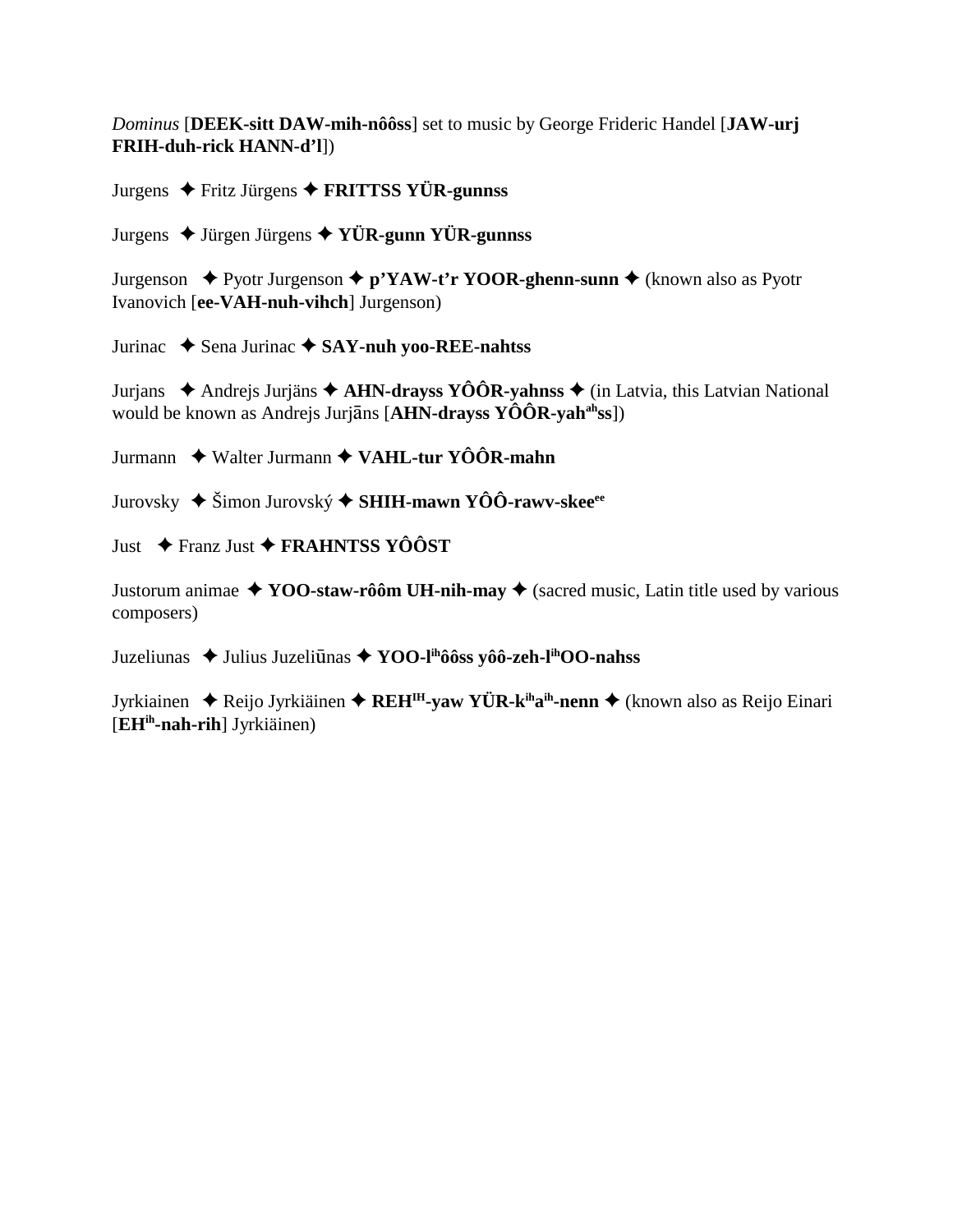*Dominus* [**DEEK-sitt DAW-mih-nôôss**] set to music by George Frideric Handel [**JAW-urj FRIH-duh-rick HANN-d'l**])

Jurgens ✦ Fritz Jürgens ✦ **FRITTSS YÜR-gunnss**

Jurgens ✦ Jürgen Jürgens ✦ **YÜR-gunn YÜR-gunnss**

Jurgenson ✦ Pyotr Jurgenson ✦ **p'YAW-t'r YOOR-ghenn-sunn** ✦ (known also as Pyotr Ivanovich [**ee-VAH-nuh-vihch**] Jurgenson)

Jurinac ✦ Sena Jurinac ✦ **SAY-nuh yoo-REE-nahtss**

Jurjans ✦ Andrejs Jurjäns ✦ **AHN-drayss YÔÔR-yahnss** ✦ (in Latvia, this Latvian National would be known as Andrejs Jurjāns [**AHN-drayss YÔÔR-yah**ah**ss**])

Jurmann ✦ Walter Jurmann ✦ **VAHL-tur YÔÔR-mahn**

Jurovsky ✦ Šimon Jurovský ✦ **SHIH-mawn YÔÔ-rawv-skee**ee

Just ✦ Franz Just ✦ **FRAHNTSS YÔÔST**

Justorum animae ✦ **YOO-staw-rôôm UH-nih-may** ✦ (sacred music, Latin title used by various composers)

Juzeliunas ✦ Julius Juzeliūnas ✦ **YOO-l**ih**ôôss yôô-zeh-l**ih**OO-nahss**

Jyrkiainen ✦ Reijo Jyrkiäinen ✦ **REH**IH**-yaw YÜR-k**ih**a**ih**-nenn** ✦ (known also as Reijo Einari [**EH**ih**-nah-rih**] Jyrkiäinen)